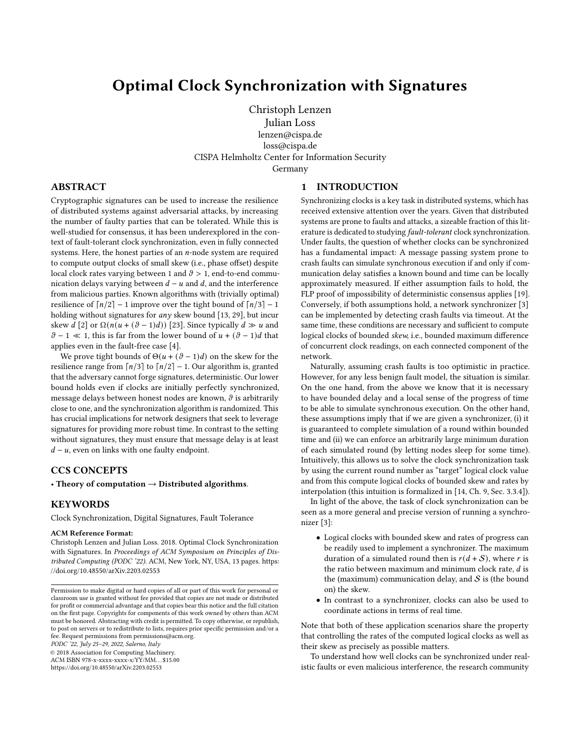# Optimal Clock Synchronization with Signatures

Christoph Lenzen
Julian Loss
lenzen@cispa.de
loss@cispa.de
CISPA Helmholtz Center for Information Security
Germany

## ABSTRACT

Cryptographic signatures can be used to increase the resilience of distributed systems against adversarial attacks, by increasing the number of faulty parties that can be tolerated. While this is well-studied for consensus, it has been underexplored in the context of fault-tolerant clock synchronization, even in fully connected systems. Here, the honest parties of an $n$-node system are required to compute output clocks of small skew (i.e., phase offset) despite local clock rates varying between 1 and $\vartheta > 1$, end-to-end communication delays varying between $d - u$ and $d$, and the interference from malicious parties. Known algorithms with (trivially optimal) resilience of $\lceil n/2 \rceil - 1$ improve over the tight bound of $\lceil n/3 \rceil - 1$ holding without signatures for *any* skew bound [13, 29], but incur skew $d$ [2] or $\Omega(n(u + (\vartheta - 1)d))$ [23]. Since typically $d \gg u$ and $\vartheta - 1 \ll 1$, this is far from the lower bound of $u + (\vartheta - 1)d$ that applies even in the fault-free case [4].

We prove tight bounds of $\Theta(u + (\vartheta - 1)d)$ on the skew for the resilience range from $\lceil n/3 \rceil$ to $\lceil n/2 \rceil - 1$. Our algorithm is, granted that the adversary cannot forge signatures, deterministic. Our lower bound holds even if clocks are initially perfectly synchronized, message delays between honest nodes are known, $\vartheta$ is arbitrarily close to one, and the synchronization algorithm is randomized. This has crucial implications for network designers that seek to leverage signatures for providing more robust time. In contrast to the setting without signatures, they must ensure that message delay is at least $d - u$, even on links with one faulty endpoint.

## CCS CONCEPTS

• **Theory of computation → Distributed algorithms**.

## KEYWORDS

Clock Synchronization, Digital Signatures, Fault Tolerance

**ACM Reference Format:**
Christoph Lenzen and Julian Loss. 2018. Optimal Clock Synchronization with Signatures. In *Proceedings of ACM Symposium on Principles of Distributed Computing (PODC '22)*. ACM, New York, NY, USA, 13 pages. https://doi.org/10.48550/arXiv.2203.02553

Permission to make digital or hard copies of all or part of this work for personal or classroom use is granted without fee provided that copies are not made or distributed for profit or commercial advantage and that copies bear this notice and the full citation on the first page. Copyrights for components of this work owned by others than ACM must be honored. Abstracting with credit is permitted. To copy otherwise, or republish, to post on servers or to redistribute to lists, requires prior specific permission and/or a fee. Request permissions from permissions@acm.org.
*PODC '22, July 25–29, 2022, Salerno, Italy*
© 2018 Association for Computing Machinery.
ACM ISBN 978-x-xxxx-xxxx-x/YY/MM...$15.00
https://doi.org/10.48550/arXiv.2203.02553

## 1 INTRODUCTION

Synchronizing clocks is a key task in distributed systems, which has received extensive attention over the years. Given that distributed systems are prone to faults and attacks, a sizeable fraction of this literature is dedicated to studying *fault-tolerant* clock synchronization. Under faults, the question of whether clocks can be synchronized has a fundamental impact: A message passing system prone to crash faults can simulate synchronous execution if and only if communication delay satisfies a known bound and time can be locally approximately measured. If either assumption fails to hold, the FLP proof of impossibility of deterministic consensus applies [19]. Conversely, if both assumptions hold, a network synchronizer [3] can be implemented by detecting crash faults via timeout. At the same time, these conditions are necessary and sufficient to compute logical clocks of bounded *skew*, i.e., bounded maximum difference of concurrent clock readings, on each connected component of the network.

Naturally, assuming crash faults is too optimistic in practice. However, for any less benign fault model, the situation is similar. On the one hand, from the above we know that it is necessary to have bounded delay and a local sense of the progress of time to be able to simulate synchronous execution. On the other hand, these assumptions imply that if we are given a synchronizer, (i) it is guaranteed to complete simulation of a round within bounded time and (ii) we can enforce an arbitrarily large minimum duration of each simulated round (by letting nodes sleep for some time). Intuitively, this allows us to solve the clock synchronization task by using the current round number as "target" logical clock value and from this compute logical clocks of bounded skew and rates by interpolation (this intuition is formalized in [14, Ch. 9, Sec. 3.3.4]).

In light of the above, the task of clock synchronization can be seen as a more general and precise version of running a synchronizer [3]:

- Logical clocks with bounded skew and rates of progress can be readily used to implement a synchronizer. The maximum duration of a simulated round then is $r(d + \mathcal{S})$, where $r$ is the ratio between maximum and minimum clock rate, $d$ is the (maximum) communication delay, and $\mathcal{S}$ is (the bound on) the skew.
- In contrast to a synchronizer, clocks can also be used to coordinate actions in terms of real time.

Note that both of these application scenarios share the property that controlling the rates of the computed logical clocks as well as their skew as precisely as possible matters.

To understand how well clocks can be synchronized under realistic faults or even malicious interference, the research community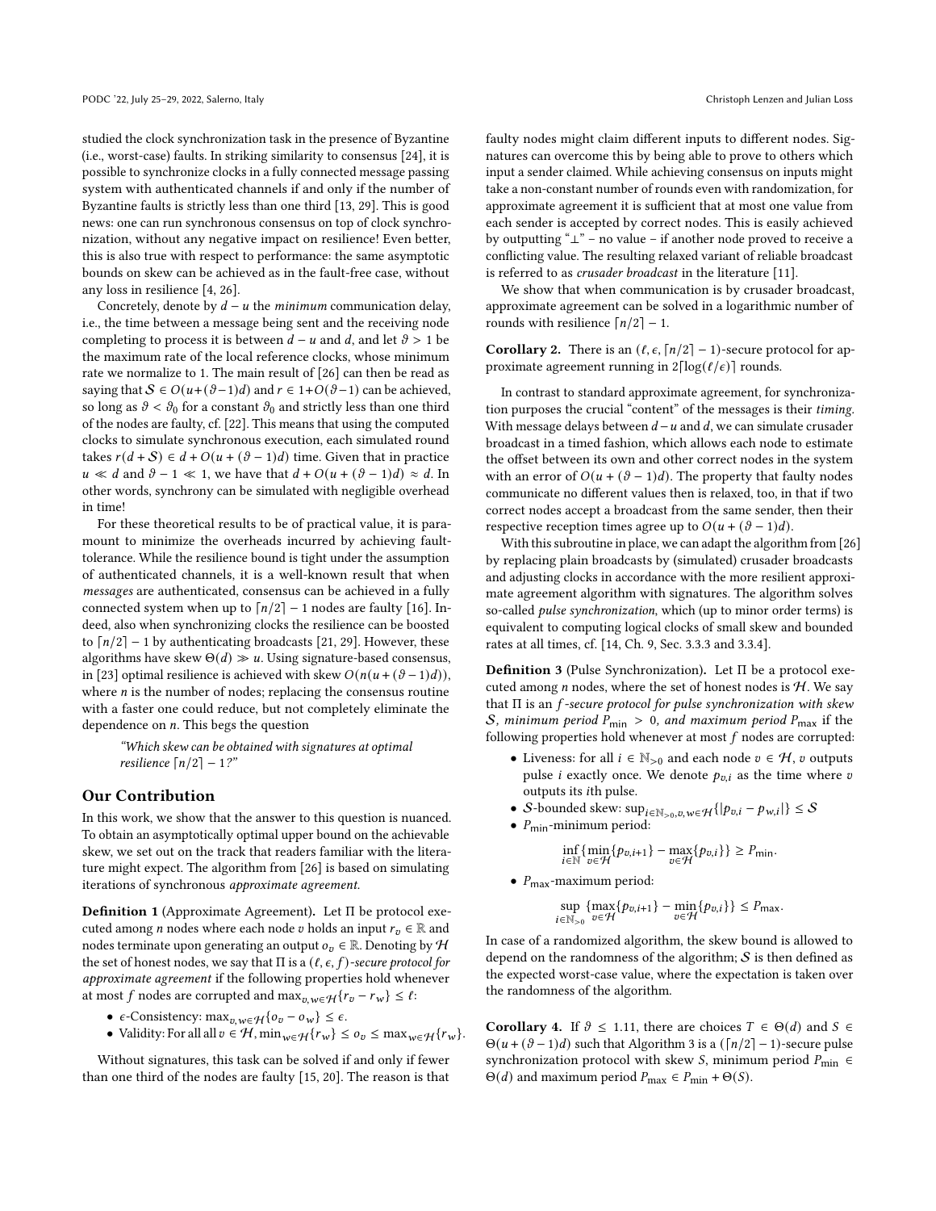studied the clock synchronization task in the presence of Byzantine (i.e., worst-case) faults. In striking similarity to consensus [24], it is possible to synchronize clocks in a fully connected message passing system with authenticated channels if and only if the number of Byzantine faults is strictly less than one third [13, 29]. This is good news: one can run synchronous consensus on top of clock synchronization, without any negative impact on resilience! Even better, this is also true with respect to performance: the same asymptotic bounds on skew can be achieved as in the fault-free case, without any loss in resilience [4, 26].

Concretely, denote by $d-u$ the *minimum* communication delay, i.e., the time between a message being sent and the receiving node completing to process it is between $d-u$ and $d$, and let $\vartheta > 1$ be the maximum rate of the local reference clocks, whose minimum rate we normalize to 1. The main result of [26] can then be read as saying that $\mathcal{S} \in O(u+(\vartheta-1)d)$ and $r \in 1+O(\vartheta-1)$ can be achieved, so long as $\vartheta < \vartheta_0$ for a constant $\vartheta_0$ and strictly less than one third of the nodes are faulty, cf. [22]. This means that using the computed clocks to simulate synchronous execution, each simulated round takes $r(d+\mathcal{S}) \in d+O(u+(\vartheta-1)d)$ time. Given that in practice $u \ll d$ and $\vartheta - 1 \ll 1$, we have that $d+O(u+(\vartheta-1)d) \approx d$. In other words, synchrony can be simulated with negligible overhead in time!

For these theoretical results to be of practical value, it is paramount to minimize the overheads incurred by achieving fault-tolerance. While the resilience bound is tight under the assumption of authenticated channels, it is a well-known result that when *messages* are authenticated, consensus can be achieved in a fully connected system when up to $\lceil n/2 \rceil - 1$ nodes are faulty [16]. Indeed, also when synchronizing clocks the resilience can be boosted to $\lceil n/2 \rceil - 1$ by authenticating broadcasts [21, 29]. However, these algorithms have skew $\Theta(d) \gg u$. Using signature-based consensus, in [23] optimal resilience is achieved with skew $O(n(u+(\vartheta-1)d))$, where $n$ is the number of nodes; replacing the consensus routine with a faster one could reduce, but not completely eliminate the dependence on $n$. This begs the question

> *"Which skew can be obtained with signatures at optimal resilience $\lceil n/2 \rceil - 1$?"*

## Our Contribution

In this work, we show that the answer to this question is nuanced. To obtain an asymptotically optimal upper bound on the achievable skew, we set out on the track that readers familiar with the literature might expect. The algorithm from [26] is based on simulating iterations of synchronous *approximate agreement.*

**Definition 1** (Approximate Agreement). Let $\Pi$ be protocol executed among $n$ nodes where each node $v$ holds an input $r_v \in \mathbb{R}$ and nodes terminate upon generating an output $o_v \in \mathbb{R}$. Denoting by $\mathcal{H}$ the set of honest nodes, we say that $\Pi$ is a *$(\ell, \epsilon, f)$-secure protocol for approximate agreement* if the following properties hold whenever at most $f$ nodes are corrupted and $\max_{v,w\in\mathcal{H}}\{r_v - r_w\} \leq \ell$:

- $\epsilon$-Consistency: $\max_{v,w\in\mathcal{H}}\{o_v - o_w\} \leq \epsilon$.
- Validity: For all all $v \in \mathcal{H}$, $\min_{w\in\mathcal{H}}\{r_w\} \leq o_v \leq \max_{w\in\mathcal{H}}\{r_w\}$.

Without signatures, this task can be solved if and only if fewer than one third of the nodes are faulty [15, 20]. The reason is that faulty nodes might claim different inputs to different nodes. Signatures can overcome this by being able to prove to others which input a sender claimed. While achieving consensus on inputs might take a non-constant number of rounds even with randomization, for approximate agreement it is sufficient that at most one value from each sender is accepted by correct nodes. This is easily achieved by outputting "$\perp$" – no value – if another node proved to receive a conflicting value. The resulting relaxed variant of reliable broadcast is referred to as *crusader broadcast* in the literature [11].

We show that when communication is by crusader broadcast, approximate agreement can be solved in a logarithmic number of rounds with resilience $\lceil n/2 \rceil - 1$.

**Corollary 2.** There is an $(\ell, \epsilon, \lceil n/2 \rceil - 1)$-secure protocol for approximate agreement running in $2\lceil \log(\ell/\epsilon) \rceil$ rounds.

In contrast to standard approximate agreement, for synchronization purposes the crucial "content" of the messages is their *timing.* With message delays between $d-u$ and $d$, we can simulate crusader broadcast in a timed fashion, which allows each node to estimate the offset between its own and other correct nodes in the system with an error of $O(u+(\vartheta-1)d)$. The property that faulty nodes communicate no different values then is relaxed, too, in that if two correct nodes accept a broadcast from the same sender, then their respective reception times agree up to $O(u+(\vartheta-1)d)$.

With this subroutine in place, we can adapt the algorithm from [26] by replacing plain broadcasts by (simulated) crusader broadcasts and adjusting clocks in accordance with the more resilient approximate agreement algorithm with signatures. The algorithm solves so-called *pulse synchronization*, which (up to minor order terms) is equivalent to computing logical clocks of small skew and bounded rates at all times, cf. [14, Ch. 9, Sec. 3.3.3 and 3.3.4].

**Definition 3** (Pulse Synchronization). Let $\Pi$ be a protocol executed among $n$ nodes, where the set of honest nodes is $\mathcal{H}$. We say that $\Pi$ is an *$f$-secure protocol for pulse synchronization with skew $\mathcal{S}$, minimum period $P_{\min} > 0$, and maximum period $P_{\max}$* if the following properties hold whenever at most $f$ nodes are corrupted:

- Liveness: for all $i \in \mathbb{N}_{>0}$ and each node $v \in \mathcal{H}$, $v$ outputs pulse $i$ exactly once. We denote $p_{v,i}$ as the time where $v$ outputs its $i$th pulse.
- $\mathcal{S}$-bounded skew: $\sup_{i\in\mathbb{N}_{>0}, v,w\in\mathcal{H}}\{|p_{v,i} - p_{w,i}|\} \leq \mathcal{S}$
- $P_{\min}$-minimum period:
$$\inf_{i\in\mathbb{N}}\{\min_{v\in\mathcal{H}}\{p_{v,i+1}\} - \max_{v\in\mathcal{H}}\{p_{v,i}\}\} \geq P_{\min}.$$
- $P_{\max}$-maximum period:
$$\sup_{i\in\mathbb{N}_{>0}}\{\max_{v\in\mathcal{H}}\{p_{v,i+1}\} - \min_{v\in\mathcal{H}}\{p_{v,i}\}\} \leq P_{\max}.$$

In case of a randomized algorithm, the skew bound is allowed to depend on the randomness of the algorithm; $\mathcal{S}$ is then defined as the expected worst-case skew value, where the expectation is taken over the randomness of the algorithm.

**Corollary 4.** If $\vartheta \leq 1.11$, there are choices $T \in \Theta(d)$ and $S \in \Theta(u+(\vartheta-1)d)$ such that Algorithm 3 is a $(\lceil n/2 \rceil - 1)$-secure pulse synchronization protocol with skew $S$, minimum period $P_{\min} \in \Theta(d)$ and maximum period $P_{\max} \in P_{\min} + \Theta(S)$.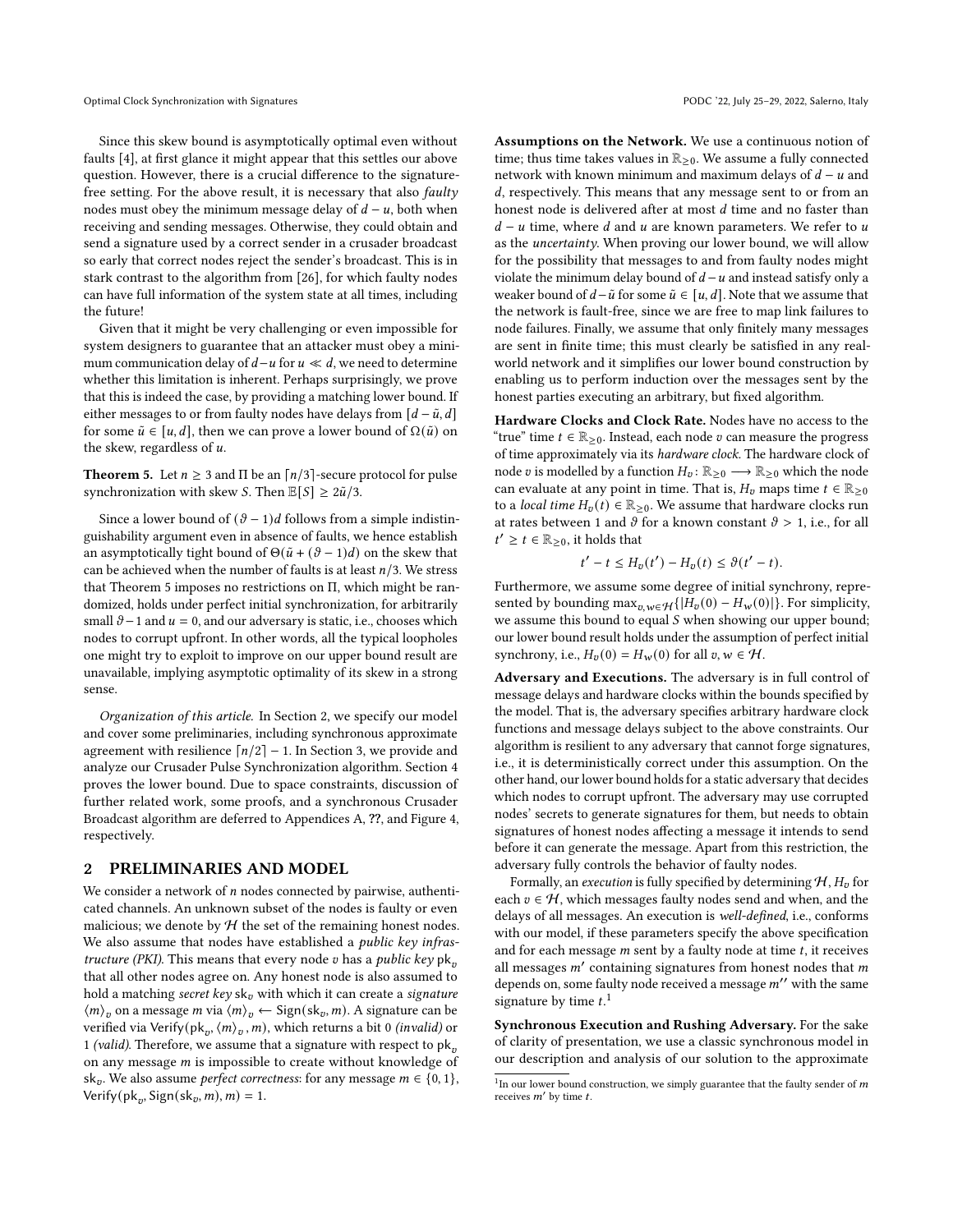Since this skew bound is asymptotically optimal even without faults [4], at first glance it might appear that this settles our above question. However, there is a crucial difference to the signature-free setting. For the above result, it is necessary that also *faulty* nodes must obey the minimum message delay of $d - u$, both when receiving and sending messages. Otherwise, they could obtain and send a signature used by a correct sender in a crusader broadcast so early that correct nodes reject the sender's broadcast. This is in stark contrast to the algorithm from [26], for which faulty nodes can have full information of the system state at all times, including the future!

Given that it might be very challenging or even impossible for system designers to guarantee that an attacker must obey a minimum communication delay of $d-u$ for $u \ll d$, we need to determine whether this limitation is inherent. Perhaps surprisingly, we prove that this is indeed the case, by providing a matching lower bound. If either messages to or from faulty nodes have delays from $[d - \tilde{u}, d]$ for some $\tilde{u} \in [u, d]$, then we can prove a lower bound of $\Omega(\tilde{u})$ on the skew, regardless of $u$.

**Theorem 5.** *Let $n \geq 3$ and $\Pi$ be an $\lceil n/3 \rceil$-secure protocol for pulse synchronization with skew $S$. Then $\mathbb{E}[S] \geq 2\tilde{u}/3$.*

Since a lower bound of $(\vartheta - 1)d$ follows from a simple indistinguishability argument even in absence of faults, we hence establish an asymptotically tight bound of $\Theta(\tilde{u} + (\vartheta - 1)d)$ on the skew that can be achieved when the number of faults is at least $n/3$. We stress that Theorem 5 imposes no restrictions on $\Pi$, which might be randomized, holds under perfect initial synchronization, for arbitrarily small $\vartheta - 1$ and $u = 0$, and our adversary is static, i.e., chooses which nodes to corrupt upfront. In other words, all the typical loopholes one might try to exploit to improve on our upper bound result are unavailable, implying asymptotic optimality of its skew in a strong sense.

*Organization of this article.* In Section 2, we specify our model and cover some preliminaries, including synchronous approximate agreement with resilience $\lceil n/2 \rceil - 1$. In Section 3, we provide and analyze our Crusader Pulse Synchronization algorithm. Section 4 proves the lower bound. Due to space constraints, discussion of further related work, some proofs, and a synchronous Crusader Broadcast algorithm are deferred to Appendices A, ??, and Figure 4, respectively.

## 2 PRELIMINARIES AND MODEL

We consider a network of $n$ nodes connected by pairwise, authenticated channels. An unknown subset of the nodes is faulty or even malicious; we denote by $\mathcal{H}$ the set of the remaining honest nodes. We also assume that nodes have established a *public key infrastructure (PKI)*. This means that every node $v$ has a *public key* $\mathsf{pk}_v$ that all other nodes agree on. Any honest node is also assumed to hold a matching *secret key* $\mathsf{sk}_v$ with which it can create a *signature* $\langle m \rangle_v$ on a message $m$ via $\langle m \rangle_v \leftarrow \mathsf{Sign}(\mathsf{sk}_v, m)$. A signature can be verified via $\mathsf{Verify}(\mathsf{pk}_v, \langle m \rangle_v, m)$, which returns a bit 0 *(invalid)* or 1 *(valid)*. Therefore, we assume that a signature with respect to $\mathsf{pk}_v$ on any message $m$ is impossible to create without knowledge of $\mathsf{sk}_v$. We also assume *perfect correctness*: for any message $m \in \{0, 1\}$, $\mathsf{Verify}(\mathsf{pk}_v, \mathsf{Sign}(\mathsf{sk}_v, m), m) = 1$.

**Assumptions on the Network.** We use a continuous notion of time; thus time takes values in $\mathbb{R}_{\geq 0}$. We assume a fully connected network with known minimum and maximum delays of $d - u$ and $d$, respectively. This means that any message sent to or from an honest node is delivered after at most $d$ time and no faster than $d - u$ time, where $d$ and $u$ are known parameters. We refer to $u$ as the *uncertainty*. When proving our lower bound, we will allow for the possibility that messages to and from faulty nodes might violate the minimum delay bound of $d - u$ and instead satisfy only a weaker bound of $d - \tilde{u}$ for some $\tilde{u} \in [u, d]$. Note that we assume that the network is fault-free, since we are free to map link failures to node failures. Finally, we assume that only finitely many messages are sent in finite time; this must clearly be satisfied in any real-world network and it simplifies our lower bound construction by enabling us to perform induction over the messages sent by the honest parties executing an arbitrary, but fixed algorithm.

**Hardware Clocks and Clock Rate.** Nodes have no access to the "true" time $t \in \mathbb{R}_{\geq 0}$. Instead, each node $v$ can measure the progress of time approximately via its *hardware clock*. The hardware clock of node $v$ is modelled by a function $H_v \colon \mathbb{R}_{\geq 0} \longrightarrow \mathbb{R}_{\geq 0}$ which the node can evaluate at any point in time. That is, $H_v$ maps time $t \in \mathbb{R}_{\geq 0}$ to a *local time* $H_v(t) \in \mathbb{R}_{\geq 0}$. We assume that hardware clocks run at rates between 1 and $\vartheta$ for a known constant $\vartheta > 1$, i.e., for all $t' \geq t \in \mathbb{R}_{\geq 0}$, it holds that

$$t' - t \leq H_v(t') - H_v(t) \leq \vartheta(t' - t).$$

Furthermore, we assume some degree of initial synchrony, represented by bounding $\max_{v,w \in \mathcal{H}}\{|H_v(0) - H_w(0)|\}$. For simplicity, we assume this bound to equal $S$ when showing our upper bound; our lower bound result holds under the assumption of perfect initial synchrony, i.e., $H_v(0) = H_w(0)$ for all $v, w \in \mathcal{H}$.

**Adversary and Executions.** The adversary is in full control of message delays and hardware clocks within the bounds specified by the model. That is, the adversary specifies arbitrary hardware clock functions and message delays subject to the above constraints. Our algorithm is resilient to any adversary that cannot forge signatures, i.e., it is deterministically correct under this assumption. On the other hand, our lower bound holds for a static adversary that decides which nodes to corrupt upfront. The adversary may use corrupted nodes' secrets to generate signatures for them, but needs to obtain signatures of honest nodes affecting a message it intends to send before it can generate the message. Apart from this restriction, the adversary fully controls the behavior of faulty nodes.

Formally, an *execution* is fully specified by determining $\mathcal{H}$, $H_v$ for each $v \in \mathcal{H}$, which messages faulty nodes send and when, and the delays of all messages. An execution is *well-defined*, i.e., conforms with our model, if these parameters specify the above specification and for each message $m$ sent by a faulty node at time $t$, it receives all messages $m'$ containing signatures from honest nodes that $m$ depends on, some faulty node received a message $m''$ with the same signature by time $t$.[1]

**Synchronous Execution and Rushing Adversary.** For the sake of clarity of presentation, we use a classic synchronous model in our description and analysis of our solution to the approximate

[1] In our lower bound construction, we simply guarantee that the faulty sender of $m$ receives $m'$ by time $t$.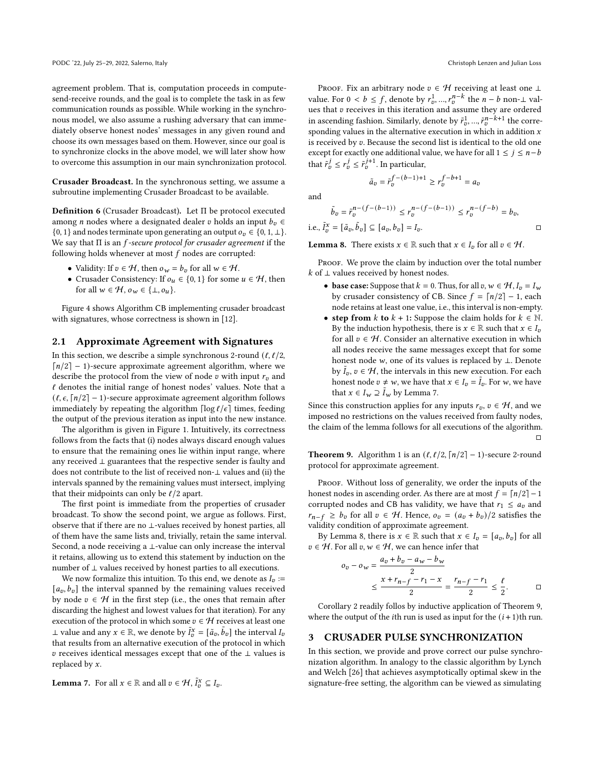agreement problem. That is, computation proceeds in compute-send-receive rounds, and the goal is to complete the task in as few communication rounds as possible. While working in the synchronous model, we also assume a rushing adversary that can immediately observe honest nodes' messages in any given round and choose its own messages based on them. However, since our goal is to synchronize clocks in the above model, we will later show how to overcome this assumption in our main synchronization protocol.

**Crusader Broadcast.** In the synchronous setting, we assume a subroutine implementing Crusader Broadcast to be available.

**Definition 6** (Crusader Broadcast). Let $\Pi$ be protocol executed among $n$ nodes where a designated dealer $v$ holds an input $b_v \in \{0, 1\}$ and nodes terminate upon generating an output $o_v \in \{0, 1, \perp\}$. We say that $\Pi$ is an *$f$-secure protocol for crusader agreement* if the following holds whenever at most $f$ nodes are corrupted:

- Validity: If $v \in \mathcal{H}$, then $o_w = b_v$ for all $w \in \mathcal{H}$.
- Crusader Consistency: If $o_u \in \{0, 1\}$ for some $u \in \mathcal{H}$, then for all $w \in \mathcal{H}$, $o_w \in \{\perp, o_u\}$.

Figure 4 shows Algorithm CB implementing crusader broadcast with signatures, whose correctness is shown in [12].

## 2.1 Approximate Agreement with Signatures

In this section, we describe a simple synchronous 2-round $(\ell, \ell/2, \lceil n/2 \rceil - 1)$-secure approximate agreement algorithm, where we describe the protocol from the view of node $v$ with input $r_v$ and $\ell$ denotes the initial range of honest nodes' values. Note that a $(\ell, \epsilon, \lceil n/2 \rceil - 1)$-secure approximate agreement algorithm follows immediately by repeating the algorithm $\lceil \log \ell/\epsilon \rceil$ times, feeding the output of the previous iteration as input into the new instance.

The algorithm is given in Figure 1. Intuitively, its correctness follows from the facts that (i) nodes always discard enough values to ensure that the remaining ones lie within input range, where any received $\perp$ guarantees that the respective sender is faulty and does not contribute to the list of received non-$\perp$ values and (ii) the intervals spanned by the remaining values must intersect, implying that their midpoints can only be $\ell/2$ apart.

The first point is immediate from the properties of crusader broadcast. To show the second point, we argue as follows. First, observe that if there are no $\perp$-values received by honest parties, all of them have the same lists and, trivially, retain the same interval. Second, a node receiving a $\perp$-value can only increase the interval it retains, allowing us to extend this statement by induction on the number of $\perp$ values received by honest parties to all executions.

We now formalize this intuition. To this end, we denote as $I_v := [a_v, b_v]$ the interval spanned by the remaining values received by node $v \in \mathcal{H}$ in the first step (i.e., the ones that remain after discarding the highest and lowest values for that iteration). For any execution of the protocol in which some $v \in \mathcal{H}$ receives at least one $\perp$ value and any $x \in \mathbb{R}$, we denote by $\tilde{I}_v^x = [\tilde{a}_v, \tilde{b}_v]$ the interval $I_v$ that results from an alternative execution of the protocol in which $v$ receives identical messages except that one of the $\perp$ values is replaced by $x$.

**Lemma 7.** For all $x \in \mathbb{R}$ and all $v \in \mathcal{H}$, $\tilde{I}_v^x \subseteq I_v$.

Proof. Fix an arbitrary node $v \in \mathcal{H}$ receiving at least one $\perp$ value. For $0 < b \leq f$, denote by $r_v^1, \ldots, r_v^{n-k}$ the $n - b$ non-$\perp$ values that $v$ receives in this iteration and assume they are ordered in ascending fashion. Similarly, denote by $\tilde{r}_v^1, \ldots, \tilde{r}_v^{n-k+1}$ the corresponding values in the alternative execution in which in addition $x$ is received by $v$. Because the second list is identical to the old one except for exactly one additional value, we have for all $1 \leq j \leq n-b$ that $\tilde{r}_v^j \leq r_v^j \leq \tilde{r}_v^{j+1}$. In particular,

$$\tilde{a}_v = \tilde{r}_v^{f-(b-1)+1} \geq r_v^{f-b+1} = a_v$$

and

$$\tilde{b}_v = \tilde{r}_v^{n-(f-(b-1))} \leq r_v^{n-(f-(b-1))} \leq r_v^{n-(f-b)} = b_v,$$

i.e., $\tilde{I}_v^x = [\tilde{a}_v, \tilde{b}_v] \subseteq [a_v, b_v] = I_v$. $\square$

**Lemma 8.** There exists $x \in \mathbb{R}$ such that $x \in I_v$ for all $v \in \mathcal{H}$.

Proof. We prove the claim by induction over the total number $k$ of $\perp$ values received by honest nodes.

- **base case:** Suppose that $k = 0$. Thus, for all $v, w \in \mathcal{H}$, $I_v = I_w$ by crusader consistency of CB. Since $f = \lceil n/2 \rceil - 1$, each node retains at least one value, i.e., this interval is non-empty.
- **step from $k$ to $k+1$:** Suppose the claim holds for $k \in \mathbb{N}$. By the induction hypothesis, there is $x \in \mathbb{R}$ such that $x \in I_v$ for all $v \in \mathcal{H}$. Consider an alternative execution in which all nodes receive the same messages except that for some honest node $w$, one of its values is replaced by $\perp$. Denote by $\tilde{I}_v$, $v \in \mathcal{H}$, the intervals in this new execution. For each honest node $v \neq w$, we have that $x \in I_v = \tilde{I}_v$. For $w$, we have that $x \in I_w \supseteq \tilde{I}_w$ by Lemma 7.

Since this construction applies for any inputs $r_v, v \in \mathcal{H}$, and we imposed no restrictions on the values received from faulty nodes, the claim of the lemma follows for all executions of the algorithm. $\square$

**Theorem 9.** Algorithm 1 is an $(\ell, \ell/2, \lceil n/2 \rceil - 1)$-secure 2-round protocol for approximate agreement.

Proof. Without loss of generality, we order the inputs of the honest nodes in ascending order. As there are at most $f = \lceil n/2 \rceil - 1$ corrupted nodes and CB has validity, we have that $r_1 \leq a_v$ and $r_{n-f} \geq b_v$ for all $v \in \mathcal{H}$. Hence, $o_v = (a_v + b_v)/2$ satisfies the validity condition of approximate agreement.

By Lemma 8, there is $x \in \mathbb{R}$ such that $x \in I_v = [a_v, b_v]$ for all $v \in \mathcal{H}$. For all $v, w \in \mathcal{H}$, we can hence infer that

$$\begin{aligned} o_v - o_w &= \frac{a_v + b_v - a_w - b_w}{2} \\ &\leq \frac{x + r_{n-f} - r_1 - x}{2} = \frac{r_{n-f} - r_1}{2} \leq \frac{\ell}{2}. \end{aligned}$$

$\square$

Corollary 2 readily follos by inductive application of Theorem 9, where the output of the $i$th run is used as input for the $(i+1)$th run.

# 3 CRUSADER PULSE SYNCHRONIZATION

In this section, we provide and prove correct our pulse synchronization algorithm. In analogy to the classic algorithm by Lynch and Welch [26] that achieves asymptotically optimal skew in the signature-free setting, the algorithm can be viewed as simulating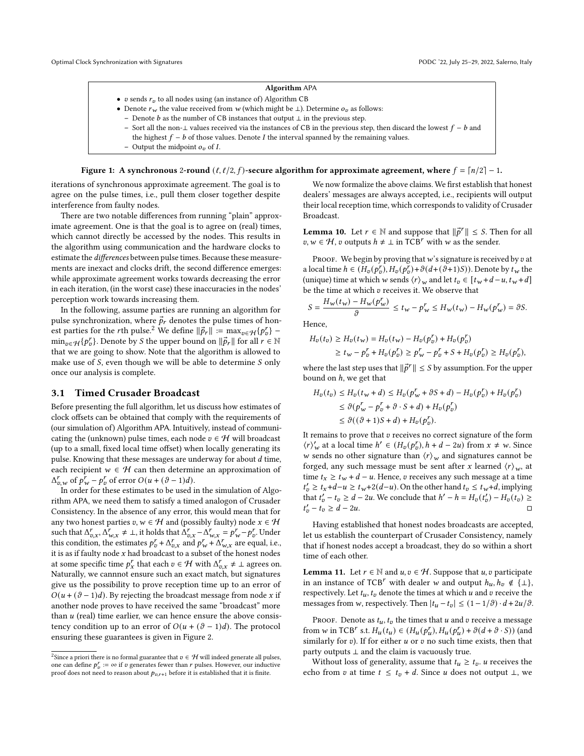**Algorithm APA**

- $v$ sends $r_v$ to all nodes using (an instance of) Algorithm CB
- Denote $r_w$ the value received from $w$ (which might be $\perp$). Determine $o_v$ as follows:
  - Denote $b$ as the number of CB instances that output $\perp$ in the previous step.
  - Sort all the non-$\perp$ values received via the instances of CB in the previous step, then discard the lowest $f - b$ and the highest $f - b$ of those values. Denote $I$ the interval spanned by the remaining values.
  - Output the midpoint $o_v$ of $I$.

**Figure 1: A synchronous 2-round $(\ell, \ell/2, f)$-secure algorithm for approximate agreement, where $f = \lceil n/2 \rceil - 1$.**

iterations of synchronous approximate agreement. The goal is to agree on the pulse times, i.e., pull them closer together despite interference from faulty nodes.

There are two notable differences from running "plain" approximate agreement. One is that the goal is to agree on (real) times, which cannot directly be accessed by the nodes. This results in the algorithm using communication and the hardware clocks to estimate the *differences* between pulse times. Because these measurements are inexact and clocks drift, the second difference emerges: while approximate agreement works towards decreasing the error in each iteration, (in the worst case) these inaccuracies in the nodes' perception work towards increasing them.

In the following, assume parties are running an algorithm for pulse synchronization, where $\vec{p}_r$ denotes the pulse times of honest parties for the $r$th pulse.[2] We define $\|\vec{p}_r\| := \max_{v\in\mathcal{H}}\{p_v^r\} - \min_{v\in\mathcal{H}}\{p_v^r\}$. Denote by $S$ the upper bound on $\|\vec{p}_r\|$ for all $r \in \mathbb{N}$ that we are going to show. Note that the algorithm is allowed to make use of $S$, even though we will be able to determine $S$ only once our analysis is complete.

### 3.1 Timed Crusader Broadcast

Before presenting the full algorithm, let us discuss how estimates of clock offsets can be obtained that comply with the requirements of (our simulation of) Algorithm APA. Intuitively, instead of communicating the (unknown) pulse times, each node $v \in \mathcal{H}$ will broadcast (up to a small, fixed local time offset) when locally generating its pulse. Knowing that these messages are underway for about $d$ time, each recipient $w \in \mathcal{H}$ can then determine an approximation of $\Delta^r_{v,w}$ of $p^r_w - p^r_v$ of error $O(u + (\vartheta - 1)d)$.

In order for these estimates to be used in the simulation of Algorithm APA, we need them to satisfy a timed analogon of Crusader Consistency. In the absence of any error, this would mean that for any two honest parties $v, w \in \mathcal{H}$ and (possibly faulty) node $x \in \mathcal{H}$ such that $\Delta^r_{v,x}, \Delta^r_{w,x} \neq \perp$, it holds that $\Delta^r_{v,x} - \Delta^r_{w,x} = p^r_w - p^r_v$. Under this condition, the estimates $p^r_v + \Delta^r_{v,x}$ and $p^r_w + \Delta^r_{w,x}$ are equal, i.e., it is as if faulty node $x$ had broadcast to a subset of the honest nodes at some specific time $p^r_x$ that each $v \in \mathcal{H}$ with $\Delta^r_{v,x} \neq \perp$ agrees on. Naturally, we cannnot ensure such an exact match, but signatures give us the possibility to prove reception time up to an error of $O(u + (\vartheta - 1)d)$. By rejecting the broadcast message from node $x$ if another node proves to have received the same "broadcast" more than $u$ (real) time earlier, we can hence ensure the above consistency condition up to an error of $O(u + (\vartheta - 1)d)$. The protocol ensuring these guarantees is given in Figure 2.

[2] Since a priori there is no formal guarantee that $v \in \mathcal{H}$ will indeed generate all pulses, one can define $p^r_v := \infty$ if $v$ generates fewer than $r$ pulses. However, our inductive proof does not need to reason about $p_{v,r+1}$ before it is established that it is finite.

We now formalize the above claims. We first establish that honest dealers' messages are always accepted, i.e., recipients will output their local reception time, which corresponds to validity of Crusader Broadcast.

**Lemma 10.** *Let $r \in \mathbb{N}$ and suppose that $\|\vec{p}^r\| \le S$. Then for all $v, w \in \mathcal{H}$, $v$ outputs $h \neq \perp$ in $\mathsf{TCB}^r$ with $w$ as the sender.*

Proof. We begin by proving that $w$'s signature is received by $v$ at a local time $h \in (H_v(p^r_v), H_v(p^r_v) + \vartheta(d + (\vartheta+1)S))$. Denote by $t_w$ the (unique) time at which $w$ sends $\langle r\rangle_w$ and let $t_v \in [t_w + d - u, t_w + d]$ be the time at which $v$ receives it. We observe that

$$S = \frac{H_w(t_w) - H_w(p^r_w)}{\vartheta} \le t_w - p^r_w \le H_w(t_w) - H_w(p^r_w) = \vartheta S.$$

Hence,

$$\begin{aligned}H_v(t_v) &\ge H_v(t_w) = H_v(t_w) - H_v(p^r_v) + H_v(p^r_v)\\ &\ge t_w - p^r_v + H_v(p^r_v) \ge p^r_w - p^r_v + S + H_v(p^r_v) \ge H_v(p^r_v),\end{aligned}$$

where the last step uses that $\|\vec{p}^r\| \le S$ by assumption. For the upper bound on $h$, we get that

$$\begin{aligned}H_v(t_v) &\le H_v(t_w + d) \le H_v(p^r_w + \vartheta S + d) - H_v(p^r_v) + H_v(p^r_v)\\ &\le \vartheta(p^r_w - p^r_v + \vartheta \cdot S + d) + H_v(p^r_v)\\ &\le \vartheta((\vartheta+1)S + d) + H_v(p^r_v).\end{aligned}$$

It remains to prove that $v$ receives no correct signature of the form $\langle r\rangle'_w$ at a local time $h' \in (H_v(p^r_v), h + d - 2u)$ from $x \neq w$. Since $w$ sends no other signature than $\langle r\rangle_w$ and signatures cannot be forged, any such message must be sent after $x$ learned $\langle r\rangle_w$, at time $t_x \ge t_w + d - u$. Hence, $v$ receives any such message at a time $t'_v \ge t_x + d - u \ge t_w + 2(d-u)$. On the other hand $t_v \le t_w + d$, implying that $t'_v - t_v \ge d - 2u$. We conclude that $h' - h = H_v(t'_v) - H_v(t_v) \ge t'_v - t_v \ge d - 2u$. $\square$

Having established that honest nodes broadcasts are accepted, let us establish the counterpart of Crusader Consistency, namely that if honest nodes accept a broadcast, they do so within a short time of each other.

**Lemma 11.** *Let $r \in \mathbb{N}$ and $u, v \in \mathcal{H}$. Suppose that $u, v$ participate in an instance of $\mathsf{TCB}^r$ with dealer $w$ and output $h_u, h_v \notin \{\perp\}$, respectively. Let $t_u, t_v$ denote the times at which $u$ and $v$ receive the messages from $w$, respectively. Then $|t_u - t_v| \le (1 - 1/\vartheta) \cdot d + 2u/\vartheta$.*

Proof. Denote as $t_u, t_v$ the times that $u$ and $v$ receive a message from $w$ in $\mathsf{TCB}^r$ s.t. $H_u(t_u) \in (H_u(p^r_u), H_u(p^r_u) + \vartheta(d + \vartheta \cdot S))$ (and similarly for $v$). If for either $u$ or $v$ no such time exists, then that party outputs $\perp$ and the claim is vacuously true.

Without loss of generality, assume that $t_u \ge t_v$. $u$ receives the echo from $v$ at time $t \le t_v + d$. Since $u$ does not output $\perp$, we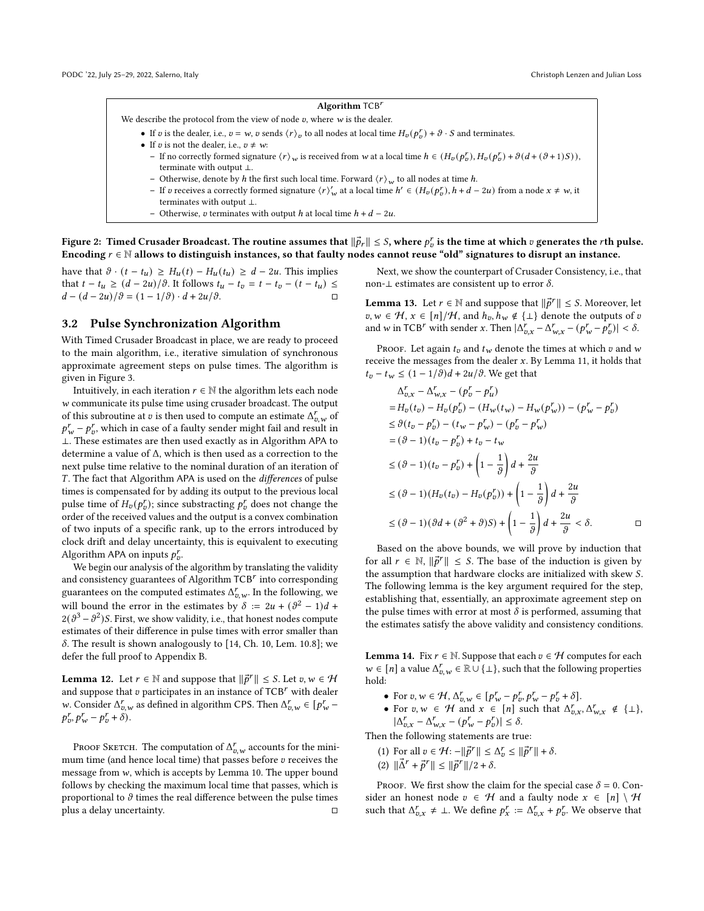**Algorithm** $\mathsf{TCB}^r$

We describe the protocol from the view of node $v$, where $w$ is the dealer.

- If $v$ is the dealer, i.e., $v = w$, $v$ sends $\langle r \rangle_v$ to all nodes at local time $H_v(p_v^r) + \vartheta \cdot S$ and terminates.
- If $v$ is not the dealer, i.e., $v \neq w$:
  - If no correctly formed signature $\langle r \rangle_w$ is received from $w$ at a local time $h \in (H_v(p_v^r), H_v(p_v^r) + \vartheta(d + (\vartheta+1)S))$, terminate with output $\perp$.
  - Otherwise, denote by $h$ the first such local time. Forward $\langle r \rangle_w$ to all nodes at time $h$.
  - If $v$ receives a correctly formed signature $\langle r \rangle'_w$ at a local time $h' \in (H_v(p_v^r), h + d - 2u)$ from a node $x \neq w$, it terminates with output $\perp$.
  - Otherwise, $v$ terminates with output $h$ at local time $h + d - 2u$.

**Figure 2: Timed Crusader Broadcast. The routine assumes that $\|\vec{p}_r\| \leq S$, where $p_v^r$ is the time at which $v$ generates the $r$th pulse. Encoding $r \in \mathbb{N}$ allows to distinguish instances, so that faulty nodes cannot reuse "old" signatures to disrupt an instance.**

have that $\vartheta \cdot (t - t_u) \geq H_u(t) - H_u(t_u) \geq d - 2u$. This implies that $t - t_u \geq (d - 2u)/\vartheta$. It follows $t_u - t_v = t - t_v - (t - t_u) \leq d - (d - 2u)/\vartheta = (1 - 1/\vartheta) \cdot d + 2u/\vartheta$. □

## 3.2 Pulse Synchronization Algorithm

With Timed Crusader Broadcast in place, we are ready to proceed to the main algorithm, i.e., iterative simulation of synchronous approximate agreement steps on pulse times. The algorithm is given in Figure 3.

Intuitively, in each iteration $r \in \mathbb{N}$ the algorithm lets each node $w$ communicate its pulse time using crusader broadcast. The output of this subroutine at $v$ is then used to compute an estimate $\Delta_{v,w}^r$ of $p_w^r - p_v^r$, which in case of a faulty sender might fail and result in $\perp$. These estimates are then used exactly as in Algorithm APA to determine a value of $\Delta$, which is then used as a correction to the next pulse time relative to the nominal duration of an iteration of $T$. The fact that Algorithm APA is used on the *differences* of pulse times is compensated for by adding its output to the previous local pulse time of $H_v(p_v^r)$; since substracting $p_v^r$ does not change the order of the received values and the output is a convex combination of two inputs of a specific rank, up to the errors introduced by clock drift and delay uncertainty, this is equivalent to executing Algorithm APA on inputs $p_v^r$.

We begin our analysis of the algorithm by translating the validity and consistency guarantees of Algorithm $\mathsf{TCB}^r$ into corresponding guarantees on the computed estimates $\Delta_{v,w}^r$. In the following, we will bound the error in the estimates by $\delta := 2u + (\vartheta^2 - 1)d + 2(\vartheta^3 - \vartheta^2)S$. First, we show validity, i.e., that honest nodes compute estimates of their difference in pulse times with error smaller than $\delta$. The result is shown analogously to [14, Ch. 10, Lem. 10.8]; we defer the full proof to Appendix B.

**Lemma 12.** *Let $r \in \mathbb{N}$ and suppose that $\|\vec{p}^r\| \leq S$. Let $v, w \in \mathcal{H}$ and suppose that $v$ participates in an instance of $\mathsf{TCB}^r$ with dealer $w$. Consider $\Delta_{v,w}^r$ as defined in algorithm CPS. Then $\Delta_{v,w}^r \in [p_w^r - p_v^r, p_w^r - p_v^r + \delta)$.*

Proof Sketch. The computation of $\Delta_{v,w}^r$ accounts for the minimum time (and hence local time) that passes before $v$ receives the message from $w$, which is accepts by Lemma 10. The upper bound follows by checking the maximum local time that passes, which is proportional to $\vartheta$ times the real difference between the pulse times plus a delay uncertainty. □

Next, we show the counterpart of Crusader Consistency, i.e., that non-$\perp$ estimates are consistent up to error $\delta$.

**Lemma 13.** *Let $r \in \mathbb{N}$ and suppose that $\|\vec{p}^r\| \leq S$. Moreover, let $v, w \in \mathcal{H}$, $x \in [n]/\mathcal{H}$, and $h_v, h_w \notin \{\perp\}$ denote the outputs of $v$ and $w$ in $\mathsf{TCB}^r$ with sender $x$. Then $|\Delta_{v,x}^r - \Delta_{w,x}^r - (p_w^r - p_v^r)| < \delta$.*

Proof. Let again $t_v$ and $t_w$ denote the times at which $v$ and $w$ receive the messages from the dealer $x$. By Lemma 11, it holds that $t_v - t_w \leq (1 - 1/\vartheta)d + 2u/\vartheta$. We get that

$$
\begin{aligned}
&\Delta_{v,x}^r - \Delta_{w,x}^r - (p_v^r - p_u^r) \\
&= H_v(t_v) - H_v(p_v^r) - (H_w(t_w) - H_w(p_w^r)) - (p_w^r - p_v^r) \\
&\leq \vartheta(t_v - p_v^r) - (t_w - p_w^r) - (p_v^r - p_w^r) \\
&= (\vartheta - 1)(t_v - p_v^r) + t_v - t_w \\
&\leq (\vartheta - 1)(t_v - p_v^r) + \left(1 - \frac{1}{\vartheta}\right)d + \frac{2u}{\vartheta} \\
&\leq (\vartheta - 1)(H_v(t_v) - H_v(p_v^r)) + \left(1 - \frac{1}{\vartheta}\right)d + \frac{2u}{\vartheta} \\
&\leq (\vartheta - 1)(\vartheta d + (\vartheta^2 + \vartheta)S) + \left(1 - \frac{1}{\vartheta}\right)d + \frac{2u}{\vartheta} < \delta. \qquad \square
\end{aligned}
$$

Based on the above bounds, we will prove by induction that for all $r \in \mathbb{N}$, $\|\vec{p}^r\| \leq S$. The base of the induction is given by the assumption that hardware clocks are initialized with skew $S$. The following lemma is the key argument required for the step, establishing that, essentially, an approximate agreement step on the pulse times with error at most $\delta$ is performed, assuming that the estimates satisfy the above validity and consistency conditions.

**Lemma 14.** *Fix $r \in \mathbb{N}$. Suppose that each $v \in \mathcal{H}$ computes for each $w \in [n]$ a value $\Delta_{v,w}^r \in \mathbb{R} \cup \{\perp\}$, such that the following properties hold:*

- *For $v, w \in \mathcal{H}$, $\Delta_{v,w}^r \in [p_w^r - p_v^r, p_w^r - p_v^r + \delta]$.*
- *For $v, w \in \mathcal{H}$ and $x \in [n]$ such that $\Delta_{v,x}^r, \Delta_{w,x}^r \notin \{\perp\}$, $|\Delta_{v,x}^r - \Delta_{w,x}^r - (p_w^r - p_v^r)| \leq \delta$.*

*Then the following statements are true:*

1. *For all $v \in \mathcal{H}$: $-\|\vec{p}^r\| \leq \Delta_v^r \leq \|\vec{p}^r\| + \delta$.*
2. *$\|\vec{\Delta}^r + \vec{p}^r\| \leq \|\vec{p}^r\|/2 + \delta$.*

Proof. We first show the claim for the special case $\delta = 0$. Consider an honest node $v \in \mathcal{H}$ and a faulty node $x \in [n] \setminus \mathcal{H}$ such that $\Delta_{v,x}^r \neq \perp$. We define $p_x^r := \Delta_{v,x}^r + p_v^r$. We observe that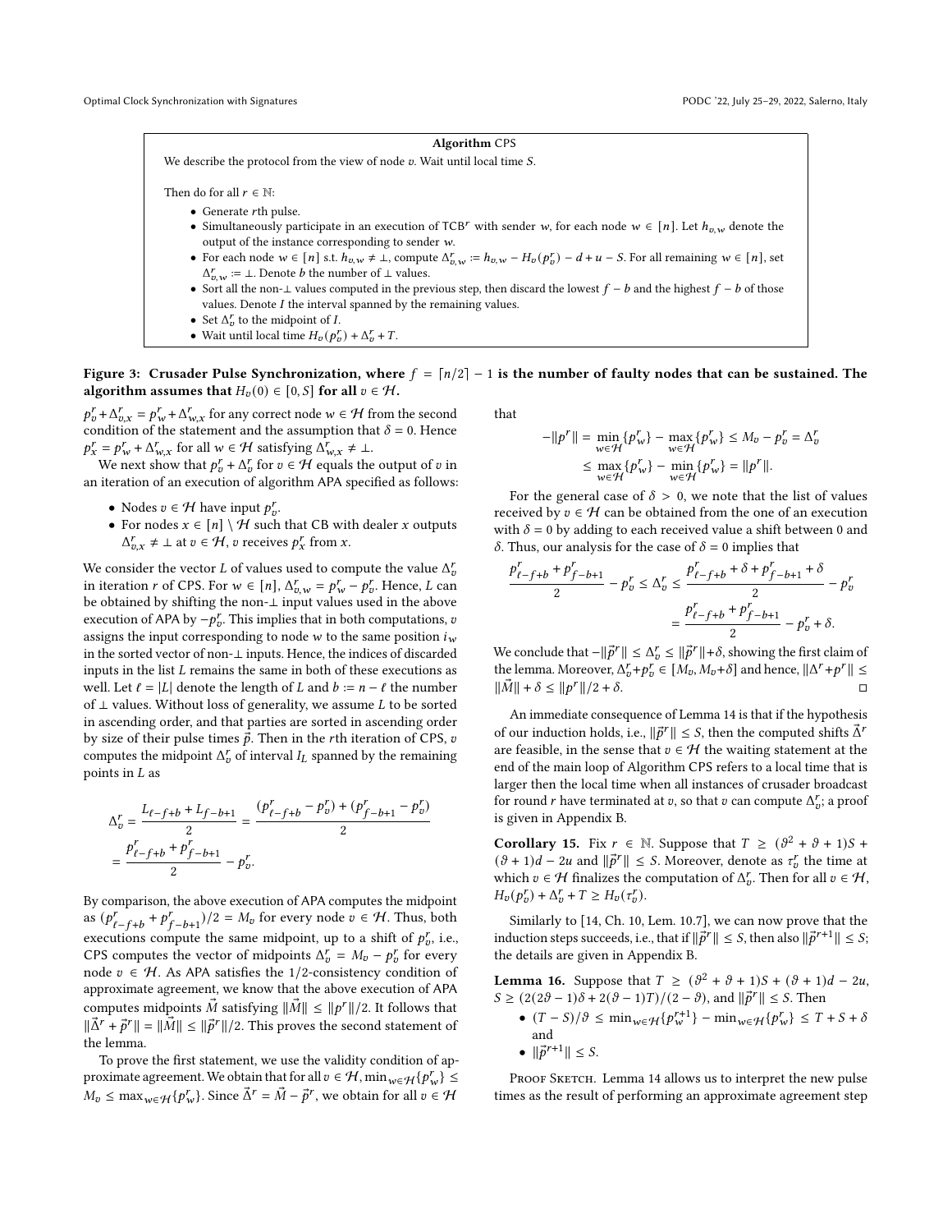**Algorithm** CPS

We describe the protocol from the view of node $v$. Wait until local time $S$.

Then do for all $r \in \mathbb{N}$:

- Generate $r$th pulse.
- Simultaneously participate in an execution of TCB$^r$ with sender $w$, for each node $w \in [n]$. Let $h_{v,w}$ denote the output of the instance corresponding to sender $w$.
- For each node $w \in [n]$ s.t. $h_{v,w} \neq \bot$, compute $\Delta^r_{v,w} := h_{v,w} - H_v(p^r_v) - d + u - S$. For all remaining $w \in [n]$, set $\Delta^r_{v,w} := \bot$. Denote $b$ the number of $\bot$ values.
- Sort all the non-$\bot$ values computed in the previous step, then discard the lowest $f - b$ and the highest $f - b$ of those values. Denote $I$ the interval spanned by the remaining values.
- Set $\Delta^r_v$ to the midpoint of $I$.
- Wait until local time $H_v(p^r_v) + \Delta^r_v + T$.

**Figure 3: Crusader Pulse Synchronization, where $f = \lceil n/2 \rceil - 1$ is the number of faulty nodes that can be sustained. The algorithm assumes that $H_v(0) \in [0, S]$ for all $v \in \mathcal{H}$.**

$p^r_v + \Delta^r_{v,x} = p^r_w + \Delta^r_{w,x}$ for any correct node $w \in \mathcal{H}$ from the second condition of the statement and the assumption that $\delta = 0$. Hence $p^r_x = p^r_w + \Delta^r_{w,x}$ for all $w \in \mathcal{H}$ satisfying $\Delta^r_{w,x} \neq \bot$.

We next show that $p^r_v + \Delta^r_v$ for $v \in \mathcal{H}$ equals the output of $v$ in an iteration of an execution of algorithm APA specified as follows:

- Nodes $v \in \mathcal{H}$ have input $p^r_v$.
- For nodes $x \in [n] \setminus \mathcal{H}$ such that CB with dealer $x$ outputs $\Delta^r_{v,x} \neq \bot$ at $v \in \mathcal{H}$, $v$ receives $p^r_x$ from $x$.

We consider the vector $L$ of values used to compute the value $\Delta^r_v$ in iteration $r$ of CPS. For $w \in [n]$, $\Delta^r_{v,w} = p^r_w - p^r_v$. Hence, $L$ can be obtained by shifting the non-$\bot$ input values used in the above execution of APA by $-p^r_v$. This implies that in both computations, $v$ assigns the input corresponding to node $w$ to the same position $i_w$ in the sorted vector of non-$\bot$ inputs. Hence, the indices of discarded inputs in the list $L$ remains the same in both of these executions as well. Let $\ell = |L|$ denote the length of $L$ and $b := n - \ell$ the number of $\bot$ values. Without loss of generality, we assume $L$ to be sorted in ascending order, and that parties are sorted in ascending order by size of their pulse times $\vec{p}$. Then in the $r$th iteration of CPS, $v$ computes the midpoint $\Delta^r_v$ of interval $I_L$ spanned by the remaining points in $L$ as

$$\Delta^r_v = \frac{L_{\ell-f+b} + L_{f-b+1}}{2} = \frac{(p^r_{\ell-f+b} - p^r_v) + (p^r_{f-b+1} - p^r_v)}{2} = \frac{p^r_{\ell-f+b} + p^r_{f-b+1}}{2} - p^r_v.$$

By comparison, the above execution of APA computes the midpoint as $(p^r_{\ell-f+b} + p^r_{f-b+1})/2 = M_v$ for every node $v \in \mathcal{H}$. Thus, both executions compute the same midpoint, up to a shift of $p^r_v$, i.e., CPS computes the vector of midpoints $\Delta^r_v = M_v - p^r_v$ for every node $v \in \mathcal{H}$. As APA satisfies the 1/2-consistency condition of approximate agreement, we know that the above execution of APA computes midpoints $\vec{M}$ satisfying $\|\vec{M}\| \leq \|p^r\|/2$. It follows that $\|\vec{\Delta}^r + \vec{p}^r\| = \|\vec{M}\| \leq \|\vec{p}^r\|/2$. This proves the second statement of the lemma.

To prove the first statement, we use the validity condition of approximate agreement. We obtain that for all $v \in \mathcal{H}$, $\min_{w\in\mathcal{H}}\{p^r_w\} \leq M_v \leq \max_{w\in\mathcal{H}}\{p^r_w\}$. Since $\vec{\Delta}^r = \vec{M} - \vec{p}^r$, we obtain for all $v \in \mathcal{H}$ that

$$-\|p^r\| = \min_{w\in\mathcal{H}}\{p^r_w\} - \max_{w\in\mathcal{H}}\{p^r_w\} \leq M_v - p^r_v = \Delta^r_v \leq \max_{w\in\mathcal{H}}\{p^r_w\} - \min_{w\in\mathcal{H}}\{p^r_w\} = \|p^r\|.$$

For the general case of $\delta > 0$, we note that the list of values received by $v \in \mathcal{H}$ can be obtained from the one of an execution with $\delta = 0$ by adding to each received value a shift between 0 and $\delta$. Thus, our analysis for the case of $\delta = 0$ implies that

$$\frac{p^r_{\ell-f+b} + p^r_{f-b+1}}{2} - p^r_v \leq \Delta^r_v \leq \frac{p^r_{\ell-f+b} + \delta + p^r_{f-b+1} + \delta}{2} - p^r_v = \frac{p^r_{\ell-f+b} + p^r_{f-b+1}}{2} - p^r_v + \delta.$$

We conclude that $-\|\vec{p}^r\| \leq \Delta^r_v \leq \|\vec{p}^r\| + \delta$, showing the first claim of the lemma. Moreover, $\Delta^r_v + p^r_v \in [M_v, M_v + \delta]$ and hence, $\|\Delta^r + p^r\| \leq \|\vec{M}\| + \delta \leq \|p^r\|/2 + \delta$. □

An immediate consequence of Lemma 14 is that if the hypothesis of our induction holds, i.e., $\|\vec{p}^r\| \leq S$, then the computed shifts $\vec{\Delta}^r$ are feasible, in the sense that $v \in \mathcal{H}$ the waiting statement at the end of the main loop of Algorithm CPS refers to a local time that is larger then the local time when all instances of crusader broadcast for round $r$ have terminated at $v$, so that $v$ can compute $\Delta^r_v$; a proof is given in Appendix B.

**Corollary 15.** *Fix $r \in \mathbb{N}$. Suppose that $T \geq (\vartheta^2 + \vartheta + 1)S + (\vartheta + 1)d - 2u$ and $\|\vec{p}^r\| \leq S$. Moreover, denote as $\tau^r_v$ the time at which $v \in \mathcal{H}$ finalizes the computation of $\Delta^r_v$. Then for all $v \in \mathcal{H}$, $H_v(p^r_v) + \Delta^r_v + T \geq H_v(\tau^r_v)$.*

Similarly to [14, Ch. 10, Lem. 10.7], we can now prove that the induction steps succeeds, i.e., that if $\|\vec{p}^r\| \leq S$, then also $\|\vec{p}^{r+1}\| \leq S$; the details are given in Appendix B.

**Lemma 16.** *Suppose that $T \geq (\vartheta^2 + \vartheta + 1)S + (\vartheta + 1)d - 2u$, $S \geq (2(2\vartheta - 1)\delta + 2(\vartheta - 1)T)/(2 - \vartheta)$, and $\|\vec{p}^r\| \leq S$. Then*

- *$(T - S)/\vartheta \leq \min_{w\in\mathcal{H}}\{p^{r+1}_w\} - \min_{w\in\mathcal{H}}\{p^r_w\} \leq T + S + \delta$ and*
- *$\|\vec{p}^{r+1}\| \leq S$.*

Proof Sketch. Lemma 14 allows us to interpret the new pulse times as the result of performing an approximate agreement step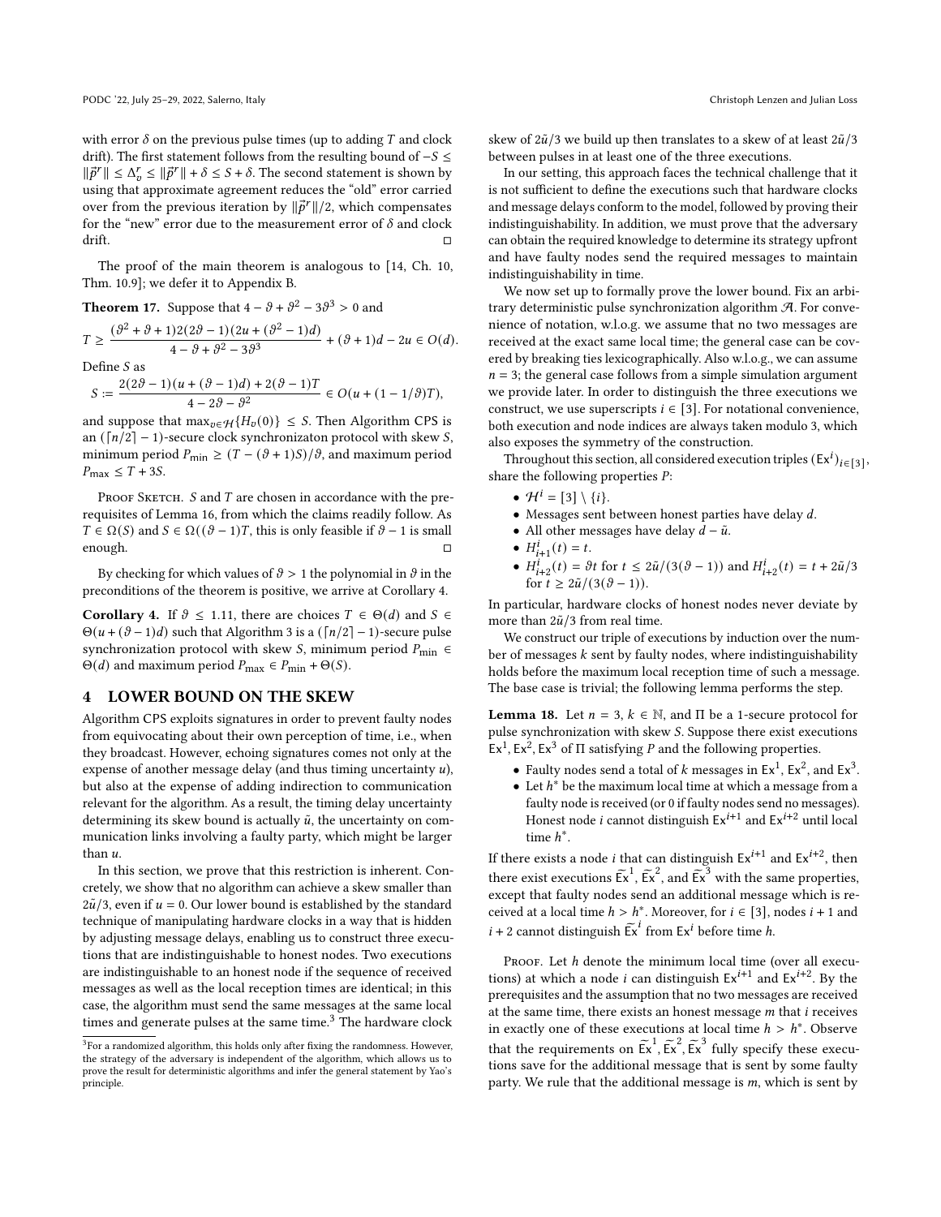with error $\delta$ on the previous pulse times (up to adding $T$ and clock drift). The first statement follows from the resulting bound of $-S \leq \|\vec{p}^r\| \leq \Delta_v^r \leq \|\vec{p}^r\| + \delta \leq S + \delta$. The second statement is shown by using that approximate agreement reduces the "old" error carried over from the previous iteration by $\|\vec{p}^r\|/2$, which compensates for the "new" error due to the measurement error of $\delta$ and clock drift. □

The proof of the main theorem is analogous to [14, Ch. 10, Thm. 10.9]; we defer it to Appendix B.

**Theorem 17.** Suppose that $4 - \vartheta + \vartheta^2 - 3\vartheta^3 > 0$ and

$$T \geq \frac{(\vartheta^2 + \vartheta + 1)2(2\vartheta - 1)(2u + (\vartheta^2 - 1)d)}{4 - \vartheta + \vartheta^2 - 3\vartheta^3} + (\vartheta + 1)d - 2u \in O(d).$$

Define $S$ as

$$S := \frac{2(2\vartheta - 1)(u + (\vartheta - 1)d) + 2(\vartheta - 1)T}{4 - 2\vartheta - \vartheta^2} \in O(u + (1 - 1/\vartheta)T),$$

and suppose that $\max_{v \in \mathcal{H}}\{H_v(0)\} \leq S$. Then Algorithm CPS is an $(\lceil n/2 \rceil - 1)$-secure clock synchronizaton protocol with skew $S$, minimum period $P_{\min} \geq (T - (\vartheta + 1)S)/\vartheta$, and maximum period $P_{\max} \leq T + 3S$.

Proof Sketch. $S$ and $T$ are chosen in accordance with the prerequisites of Lemma 16, from which the claims readily follow. As $T \in \Omega(S)$ and $S \in \Omega((\vartheta - 1)T$, this is only feasible if $\vartheta - 1$ is small enough. □

By checking for which values of $\vartheta > 1$ the polynomial in $\vartheta$ in the preconditions of the theorem is positive, we arrive at Corollary 4.

**Corollary 4.** If $\vartheta \leq 1.11$, there are choices $T \in \Theta(d)$ and $S \in \Theta(u + (\vartheta - 1)d)$ such that Algorithm 3 is a $(\lceil n/2 \rceil - 1)$-secure pulse synchronization protocol with skew $S$, minimum period $P_{\min} \in \Theta(d)$ and maximum period $P_{\max} \in P_{\min} + \Theta(S)$.

## 4 LOWER BOUND ON THE SKEW

Algorithm CPS exploits signatures in order to prevent faulty nodes from equivocating about their own perception of time, i.e., when they broadcast. However, echoing signatures comes not only at the expense of another message delay (and thus timing uncertainty $u$), but also at the expense of adding indirection to communication relevant for the algorithm. As a result, the timing delay uncertainty determining its skew bound is actually $\tilde{u}$, the uncertainty on communication links involving a faulty party, which might be larger than $u$.

In this section, we prove that this restriction is inherent. Concretely, we show that no algorithm can achieve a skew smaller than $2\tilde{u}/3$, even if $u = 0$. Our lower bound is established by the standard technique of manipulating hardware clocks in a way that is hidden by adjusting message delays, enabling us to construct three executions that are indistinguishable to honest nodes. Two executions are indistinguishable to an honest node if the sequence of received messages as well as the local reception times are identical; in this case, the algorithm must send the same messages at the same local times and generate pulses at the same time.[3] The hardware clock skew of $2\tilde{u}/3$ we build up then translates to a skew of at least $2\tilde{u}/3$ between pulses in at least one of the three executions.

In our setting, this approach faces the technical challenge that it is not sufficient to define the executions such that hardware clocks and message delays conform to the model, followed by proving their indistinguishability. In addition, we must prove that the adversary can obtain the required knowledge to determine its strategy upfront and have faulty nodes send the required messages to maintain indistinguishability in time.

We now set up to formally prove the lower bound. Fix an arbitrary deterministic pulse synchronization algorithm $\mathcal{A}$. For convenience of notation, w.l.o.g. we assume that no two messages are received at the exact same local time; the general case can be covered by breaking ties lexicographically. Also w.l.o.g., we can assume $n = 3$; the general case follows from a simple simulation argument we provide later. In order to distinguish the three executions we construct, we use superscripts $i \in [3]$. For notational convenience, both execution and node indices are always taken modulo 3, which also exposes the symmetry of the construction.

Throughout this section, all considered execution triples $(\mathsf{Ex}^i)_{i \in [3]}$, share the following properties $P$:

- $\mathcal{H}^i = [3] \setminus \{i\}$.
- Messages sent between honest parties have delay $d$.
- All other messages have delay $d - \tilde{u}$.
- $H^i_{i+1}(t) = t$.
- $H^i_{i+2}(t) = \vartheta t$ for $t \leq 2\tilde{u}/(3(\vartheta - 1))$ and $H^i_{i+2}(t) = t + 2\tilde{u}/3$ for $t \geq 2\tilde{u}/(3(\vartheta - 1))$.

In particular, hardware clocks of honest nodes never deviate by more than $2\tilde{u}/3$ from real time.

We construct our triple of executions by induction over the number of messages $k$ sent by faulty nodes, where indistinguishability holds before the maximum local reception time of such a message. The base case is trivial; the following lemma performs the step.

**Lemma 18.** Let $n = 3$, $k \in \mathbb{N}$, and $\Pi$ be a 1-secure protocol for pulse synchronization with skew $S$. Suppose there exist executions $\mathsf{Ex}^1, \mathsf{Ex}^2, \mathsf{Ex}^3$ of $\Pi$ satisfying $P$ and the following properties.

- Faulty nodes send a total of $k$ messages in $\mathsf{Ex}^1$, $\mathsf{Ex}^2$, and $\mathsf{Ex}^3$.
- Let $h^*$ be the maximum local time at which a message from a faulty node is received (or 0 if faulty nodes send no messages). Honest node $i$ cannot distinguish $\mathsf{Ex}^{i+1}$ and $\mathsf{Ex}^{i+2}$ until local time $h^*$.

If there exists a node $i$ that can distinguish $\mathsf{Ex}^{i+1}$ and $\mathsf{Ex}^{i+2}$, then there exist executions $\widetilde{\mathsf{Ex}}^1$, $\widetilde{\mathsf{Ex}}^2$, and $\widetilde{\mathsf{Ex}}^3$ with the same properties, except that faulty nodes send an additional message which is received at a local time $h > h^*$. Moreover, for $i \in [3]$, nodes $i + 1$ and $i + 2$ cannot distinguish $\widetilde{\mathsf{Ex}}^i$ from $\mathsf{Ex}^i$ before time $h$.

Proof. Let $h$ denote the minimum local time (over all executions) at which a node $i$ can distinguish $\mathsf{Ex}^{i+1}$ and $\mathsf{Ex}^{i+2}$. By the prerequisites and the assumption that no two messages are received at the same time, there exists an honest message $m$ that $i$ receives in exactly one of these executions at local time $h > h^*$. Observe that the requirements on $\widetilde{\mathsf{Ex}}^1, \widetilde{\mathsf{Ex}}^2, \widetilde{\mathsf{Ex}}^3$ fully specify these executions save for the additional message that is sent by some faulty party. We rule that the additional message is $m$, which is sent by

[3] For a randomized algorithm, this holds only after fixing the randomness. However, the strategy of the adversary is independent of the algorithm, which allows us to prove the result for deterministic algorithms and infer the general statement by Yao's principle.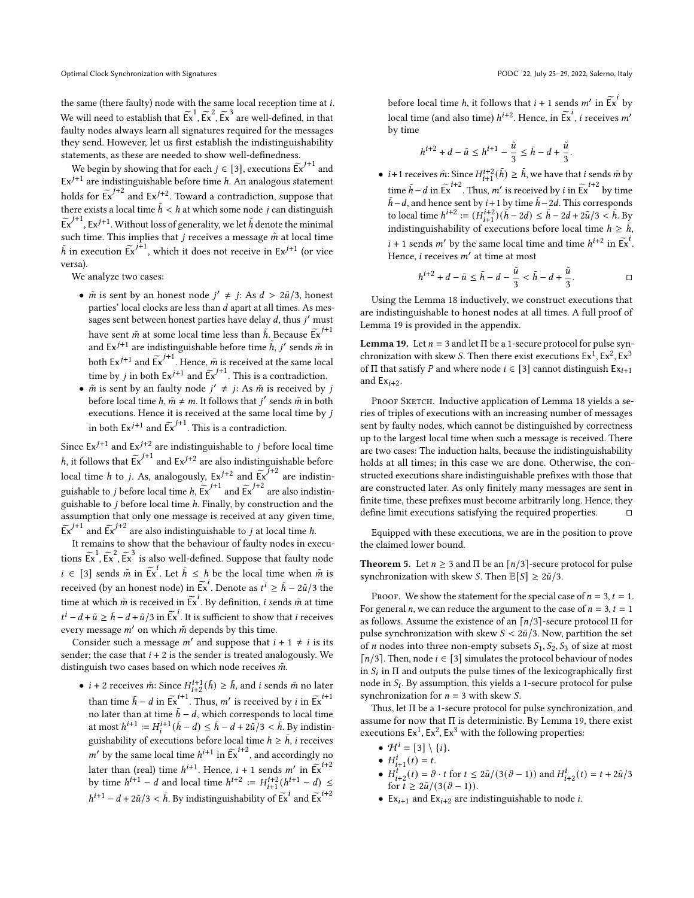the same (there faulty) node with the same local reception time at $i$. We will need to establish that $\widetilde{\mathsf{Ex}}^1, \widetilde{\mathsf{Ex}}^2, \widetilde{\mathsf{Ex}}^3$ are well-defined, in that faulty nodes always learn all signatures required for the messages they send. However, let us first establish the indistinguishability statements, as these are needed to show well-definedness.

We begin by showing that for each $j \in [3]$, executions $\widetilde{\mathsf{Ex}}^{j+1}$ and $\mathsf{Ex}^{j+1}$ are indistinguishable before time $h$. An analogous statement holds for $\widetilde{\mathsf{Ex}}^{j+2}$ and $\mathsf{Ex}^{j+2}$. Toward a contradiction, suppose that there exists a local time $\tilde{h} < h$ at which some node $j$ can distinguish $\widetilde{\mathsf{Ex}}^{j+1}, \mathsf{Ex}^{j+1}$. Without loss of generality, we let $\tilde{h}$ denote the minimal such time. This implies that $j$ receives a message $\tilde{m}$ at local time $\tilde{h}$ in execution $\widetilde{\mathsf{Ex}}^{j+1}$, which it does not receive in $\mathsf{Ex}^{j+1}$ (or vice versa).

We analyze two cases:

- $\tilde{m}$ is sent by an honest node $j' \neq j$: As $d > 2\tilde{u}/3$, honest parties' local clocks are less than $d$ apart at all times. As messages sent between honest parties have delay $d$, thus $j'$ must have sent $\tilde{m}$ at some local time less than $\tilde{h}$. Because $\widetilde{\mathsf{Ex}}^{j+1}$ and $\mathsf{Ex}^{j+1}$ are indistinguishable before time $\tilde{h}$, $j'$ sends $\tilde{m}$ in both $\mathsf{Ex}^{j+1}$ and $\widetilde{\mathsf{Ex}}^{j+1}$. Hence, $\tilde{m}$ is received at the same local time by $j$ in both $\mathsf{Ex}^{j+1}$ and $\widetilde{\mathsf{Ex}}^{j+1}$. This is a contradiction.
- $\tilde{m}$ is sent by an faulty node $j' \neq j$: As $\tilde{m}$ is received by $j$ before local time $h$, $\tilde{m} \neq m$. It follows that $j'$ sends $\tilde{m}$ in both executions. Hence it is received at the same local time by $j$ in both $\mathsf{Ex}^{j+1}$ and $\widetilde{\mathsf{Ex}}^{j+1}$. This is a contradiction.

Since $\mathsf{Ex}^{j+1}$ and $\mathsf{Ex}^{j+2}$ are indistinguishable to $j$ before local time $h$, it follows that $\widetilde{\mathsf{Ex}}^{j+1}$ and $\mathsf{Ex}^{j+2}$ are also indistinguishable before local time $h$ to $j$. As, analogously, $\mathsf{Ex}^{j+2}$ and $\widetilde{\mathsf{Ex}}^{j+2}$ are indistinguishable to $j$ before local time $h$, $\widetilde{\mathsf{Ex}}^{j+1}$ and $\widetilde{\mathsf{Ex}}^{j+2}$ are also indistinguishable to $j$ before local time $h$. Finally, by construction and the assumption that only one message is received at any given time, $\widetilde{\mathsf{Ex}}^{j+1}$ and $\widetilde{\mathsf{Ex}}^{j+2}$ are also indistinguishable to $j$ at local time $h$.

It remains to show that the behaviour of faulty nodes in executions $\widetilde{\mathsf{Ex}}^1, \widetilde{\mathsf{Ex}}^2, \widetilde{\mathsf{Ex}}^3$ is also well-defined. Suppose that faulty node $i \in [3]$ sends $\tilde{m}$ in $\widetilde{\mathsf{Ex}}^i$. Let $\bar{h} \leq h$ be the local time when $\tilde{m}$ is received (by an honest node) in $\widetilde{\mathsf{Ex}}^i$. Denote as $t^i \geq \bar{h} - 2\tilde{u}/3$ the time at which $\tilde{m}$ is received in $\widetilde{\mathsf{Ex}}^i$. By definition, $i$ sends $\tilde{m}$ at time $t^i - d + \tilde{u} \geq \bar{h} - d + \tilde{u}/3$ in $\widetilde{\mathsf{Ex}}^i$. It is sufficient to show that $i$ receives every message $m'$ on which $\tilde{m}$ depends by this time.

Consider such a message $m'$ and suppose that $i + 1 \neq i$ is its sender; the case that $i + 2$ is the sender is treated analogously. We distinguish two cases based on which node receives $\tilde{m}$.

- $i + 2$ receives $\tilde{m}$: Since $H^{i+1}_{i+2}(\bar{h}) \geq \bar{h}$, and $i$ sends $\tilde{m}$ no later than time $\bar{h} - d$ in $\widetilde{\mathsf{Ex}}^{i+1}$. Thus, $m'$ is received by $i$ in $\widetilde{\mathsf{Ex}}^{i+1}$ no later than at time $\bar{h} - d$, which corresponds to local time at most $h^{i+1} := H^{i+1}_i(\bar{h} - d) \leq \bar{h} - d + 2\tilde{u}/3 < \bar{h}$. By indistinguishability of executions before local time $h \geq \bar{h}$, $i$ receives $m'$ by the same local time $h^{i+1}$ in $\widetilde{\mathsf{Ex}}^{i+2}$, and accordingly no later than (real) time $h^{i+1}$. Hence, $i + 1$ sends $m'$ in $\widetilde{\mathsf{Ex}}^{i+2}$ by time $h^{i+1} - d$ and local time $h^{i+2} := H^{i+2}_{i+1}(h^{i+1} - d) \leq h^{i+1} - d + 2\tilde{u}/3 < \bar{h}$. By indistinguishability of $\widetilde{\mathsf{Ex}}^i$ and $\widetilde{\mathsf{Ex}}^{i+2}$ before local time $h$, it follows that $i + 1$ sends $m'$ in $\widetilde{\mathsf{Ex}}^i$ by local time (and also time) $h^{i+2}$. Hence, in $\widetilde{\mathsf{Ex}}^i$, $i$ receives $m'$ by time
$$h^{i+2} + d - \tilde{u} \leq h^{i+1} - \frac{\tilde{u}}{3} \leq \bar{h} - d + \frac{\tilde{u}}{3}.$$
- $i+1$ receives $\tilde{m}$: Since $H^{i+2}_{i+1}(\bar{h}) \geq \bar{h}$, we have that $i$ sends $\tilde{m}$ by time $\bar{h} - d$ in $\widetilde{\mathsf{Ex}}^{i+2}$. Thus, $m'$ is received by $i$ in $\widetilde{\mathsf{Ex}}^{i+2}$ by time $\bar{h} - d$, and hence sent by $i + 1$ by time $\bar{h} - 2d$. This corresponds to local time $h^{i+2} := (H^{i+2}_{i+1})(\bar{h} - 2d) \leq \bar{h} - 2d + 2\tilde{u}/3 < \bar{h}$. By indistinguishability of executions before local time $h \geq \bar{h}$, $i + 1$ sends $m'$ by the same local time and time $h^{i+2}$ in $\widetilde{\mathsf{Ex}}^i$. Hence, $i$ receives $m'$ at time at most
$$h^{i+2} + d - \tilde{u} \leq \bar{h} - d - \frac{\tilde{u}}{3} < \bar{h} - d + \frac{\tilde{u}}{3}.$$ ◻

Using the Lemma 18 inductively, we construct executions that are indistinguishable to honest nodes at all times. A full proof of Lemma 19 is provided in the appendix.

**Lemma 19.** *Let $n = 3$ and let $\Pi$ be a 1-secure protocol for pulse synchronization with skew $S$. Then there exist executions $\mathsf{Ex}^1, \mathsf{Ex}^2, \mathsf{Ex}^3$ of $\Pi$ that satisfy $P$ and where node $i \in [3]$ cannot distinguish $\mathsf{Ex}_{i+1}$ and $\mathsf{Ex}_{i+2}$.*

Proof Sketch. Inductive application of Lemma 18 yields a series of triples of executions with an increasing number of messages sent by faulty nodes, which cannot be distinguished by correctness up to the largest local time when such a message is received. There are two cases: The induction halts, because the indistinguishability holds at all times; in this case we are done. Otherwise, the constructed executions share indistinguishable prefixes with those that are constructed later. As only finitely many messages are sent in finite time, these prefixes must become arbitrarily long. Hence, they define limit executions satisfying the required properties. ◻

Equipped with these executions, we are in the position to prove the claimed lower bound.

**Theorem 5.** *Let $n \geq 3$ and $\Pi$ be an $\lceil n/3 \rceil$-secure protocol for pulse synchronization with skew $S$. Then $\mathbb{E}[S] \geq 2\tilde{u}/3$.*

Proof. We show the statement for the special case of $n = 3$, $t = 1$. For general $n$, we can reduce the argument to the case of $n = 3$, $t = 1$ as follows. Assume the existence of an $\lceil n/3 \rceil$-secure protocol $\Pi$ for pulse synchronization with skew $S < 2\tilde{u}/3$. Now, partition the set of $n$ nodes into three non-empty subsets $S_1, S_2, S_3$ of size at most $\lceil n/3 \rceil$. Then, node $i \in [3]$ simulates the protocol behaviour of nodes in $S_i$ in $\Pi$ and outputs the pulse times of the lexicographically first node in $S_i$. By assumption, this yields a 1-secure protocol for pulse synchronization for $n = 3$ with skew $S$.

Thus, let $\Pi$ be a 1-secure protocol for pulse synchronization, and assume for now that $\Pi$ is deterministic. By Lemma 19, there exist executions $\mathsf{Ex}^1, \mathsf{Ex}^2, \mathsf{Ex}^3$ with the following properties:

- $\mathcal{H}^i = [3] \setminus \{i\}$.
- $H^i_{i+1}(t) = t$.
- $H^i_{i+2}(t) = \vartheta \cdot t$ for $t \leq 2\tilde{u}/(3(\vartheta - 1))$ and $H^i_{i+2}(t) = t + 2\tilde{u}/3$ for $t \geq 2\tilde{u}/(3(\vartheta - 1))$.
- $\mathsf{Ex}_{i+1}$ and $\mathsf{Ex}_{i+2}$ are indistinguishable to node $i$.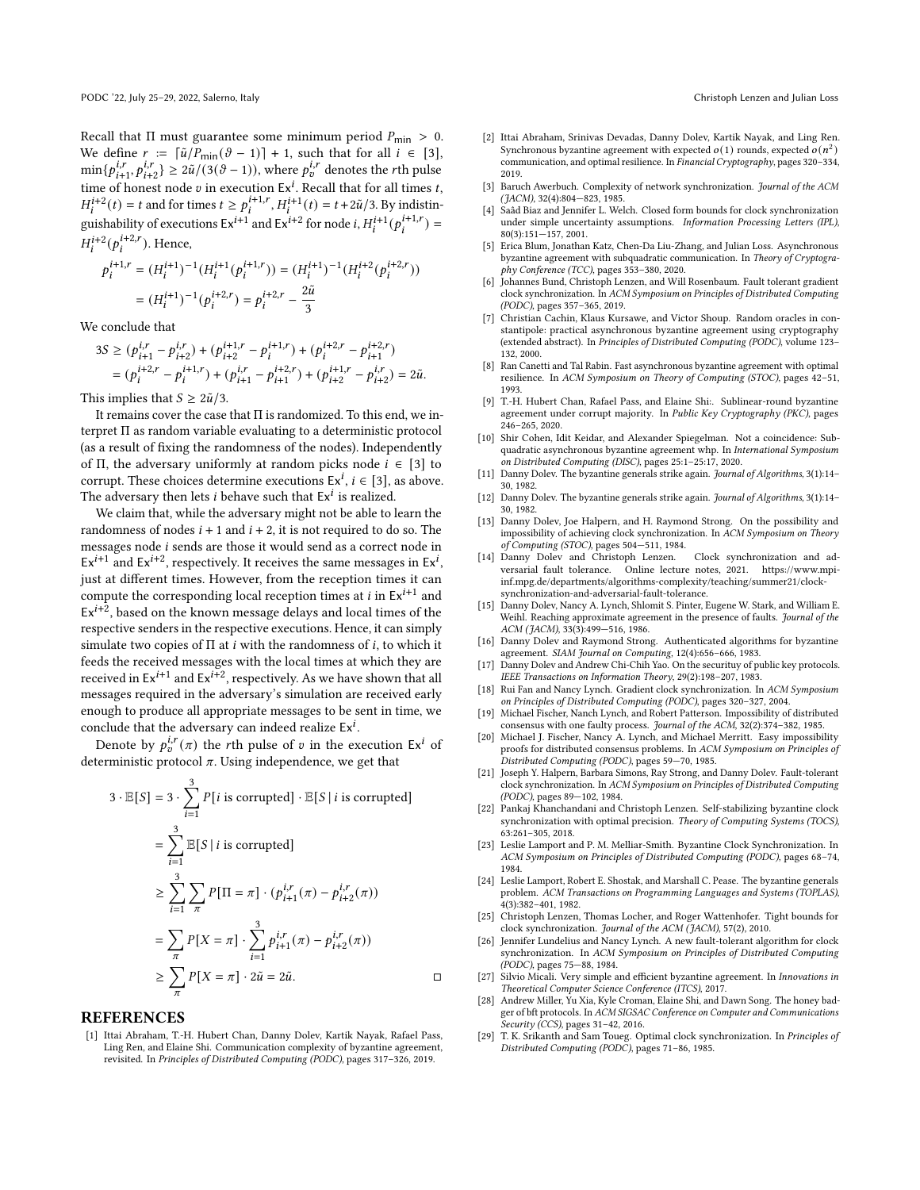Recall that $\Pi$ must guarantee some minimum period $P_{\min} > 0$. We define $r := \lceil \tilde{u}/P_{\min}(\vartheta - 1) \rceil + 1$, such that for all $i \in [3]$, $\min\{p_{i+1}^{i,r}, p_{i+2}^{i,r}\} \geq 2\tilde{u}/(3(\vartheta - 1))$, where $p_v^{i,r}$ denotes the $r$th pulse time of honest node $v$ in execution $\mathsf{Ex}^i$. Recall that for all times $t$, $H_i^{i+2}(t) = t$ and for times $t \geq p_i^{i+1,r}$, $H_i^{i+1}(t) = t + 2\tilde{u}/3$. By indistinguishability of executions $\mathsf{Ex}^{i+1}$ and $\mathsf{Ex}^{i+2}$ for node $i$, $H_i^{i+1}(p_i^{i+1,r}) = H_i^{i+2}(p_i^{i+2,r})$. Hence,

$$
\begin{aligned}
p_i^{i+1,r} &= (H_i^{i+1})^{-1}(H_i^{i+1}(p_i^{i+1,r})) = (H_i^{i+1})^{-1}(H_i^{i+2}(p_i^{i+2,r})) \\
&= (H_i^{i+1})^{-1}(p_i^{i+2,r}) = p_i^{i+2,r} - \frac{2\tilde{u}}{3}
\end{aligned}
$$

We conclude that

$$
\begin{aligned}
3S &\geq (p_{i+1}^{i,r} - p_{i+2}^{i,r}) + (p_{i+2}^{i+1,r} - p_i^{i+1,r}) + (p_i^{i+2,r} - p_{i+1}^{i+2,r}) \\
&= (p_i^{i+2,r} - p_i^{i+1,r}) + (p_{i+1}^{i,r} - p_{i+1}^{i+2,r}) + (p_{i+2}^{i+1,r} - p_{i+2}^{i,r}) = 2\tilde{u}.
\end{aligned}
$$

This implies that $S \geq 2\tilde{u}/3$.

It remains cover the case that $\Pi$ is randomized. To this end, we interpret $\Pi$ as random variable evaluating to a deterministic protocol (as a result of fixing the randomness of the nodes). Independently of $\Pi$, the adversary uniformly at random picks node $i \in [3]$ to corrupt. These choices determine executions $\mathsf{Ex}^i$, $i \in [3]$, as above. The adversary then lets $i$ behave such that $\mathsf{Ex}^i$ is realized.

We claim that, while the adversary might not be able to learn the randomness of nodes $i+1$ and $i+2$, it is not required to do so. The messages node $i$ sends are those it would send as a correct node in $\mathsf{Ex}^{i+1}$ and $\mathsf{Ex}^{i+2}$, respectively. It receives the same messages in $\mathsf{Ex}^i$, just at different times. However, from the reception times it can compute the corresponding local reception times at $i$ in $\mathsf{Ex}^{i+1}$ and $\mathsf{Ex}^{i+2}$, based on the known message delays and local times of the respective senders in the respective executions. Hence, it can simply simulate two copies of $\Pi$ at $i$ with the randomness of $i$, to which it feeds the received messages with the local times at which they are received in $\mathsf{Ex}^{i+1}$ and $\mathsf{Ex}^{i+2}$, respectively. As we have shown that all messages required in the adversary's simulation are received early enough to produce all appropriate messages to be sent in time, we conclude that the adversary can indeed realize $\mathsf{Ex}^i$.

Denote by $p_v^{i,r}(\pi)$ the $r$th pulse of $v$ in the execution $\mathsf{Ex}^i$ of deterministic protocol $\pi$. Using independence, we get that

$$
\begin{aligned}
3 \cdot \mathbb{E}[S] &= 3 \cdot \sum_{i=1}^{3} P[i \text{ is corrupted}] \cdot \mathbb{E}[S \mid i \text{ is corrupted}] \\
&= \sum_{i=1}^{3} \mathbb{E}[S \mid i \text{ is corrupted}] \\
&\geq \sum_{i=1}^{3} \sum_{\pi} P[\Pi = \pi] \cdot (p_{i+1}^{i,r}(\pi) - p_{i+2}^{i,r}(\pi)) \\
&= \sum_{\pi} P[X = \pi] \cdot \sum_{i=1}^{3} p_{i+1}^{i,r}(\pi) - p_{i+2}^{i,r}(\pi)) \\
&\geq \sum_{\pi} P[X = \pi] \cdot 2\tilde{u} = 2\tilde{u}.
\end{aligned}
$$

□

## REFERENCES

[1] Ittai Abraham, T.-H. Hubert Chan, Danny Dolev, Kartik Nayak, Rafael Pass, Ling Ren, and Elaine Shi. Communication complexity of byzantine agreement, revisited. In *Principles of Distributed Computing (PODC)*, pages 317–326, 2019.

[2] Ittai Abraham, Srinivas Devadas, Danny Dolev, Kartik Nayak, and Ling Ren. Synchronous byzantine agreement with expected $o(1)$ rounds, expected $o(n^2)$ communication, and optimal resilience. In *Financial Cryptography*, pages 320–334, 2019.

[3] Baruch Awerbuch. Complexity of network synchronization. *Journal of the ACM (JACM)*, 32(4):804—823, 1985.

[4] Saâd Biaz and Jennifer L. Welch. Closed form bounds for clock synchronization under simple uncertainty assumptions. *Information Processing Letters (IPL)*, 80(3):151—157, 2001.

[5] Erica Blum, Jonathan Katz, Chen-Da Liu-Zhang, and Julian Loss. Asynchronous byzantine agreement with subquadratic communication. In *Theory of Cryptography Conference (TCC)*, pages 353–380, 2020.

[6] Johannes Bund, Christoph Lenzen, and Will Rosenbaum. Fault tolerant gradient clock synchronization. In *ACM Symposium on Principles of Distributed Computing (PODC)*, pages 357–365, 2019.

[7] Christian Cachin, Klaus Kursawe, and Victor Shoup. Random oracles in constantipole: practical asynchronous byzantine agreement using cryptography (extended abstract). In *Principles of Distributed Computing (PODC)*, volume 123–132, 2000.

[8] Ran Canetti and Tal Rabin. Fast asynchronous byzantine agreement with optimal resilience. In *ACM Symposium on Theory of Computing (STOC)*, pages 42–51, 1993.

[9] T.-H. Hubert Chan, Rafael Pass, and Elaine Shi:. Sublinear-round byzantine agreement under corrupt majority. In *Public Key Cryptography (PKC)*, pages 246–265, 2020.

[10] Shir Cohen, Idit Keidar, and Alexander Spiegelman. Not a coincidence: Subquadratic asynchronous byzantine agreement whp. In *International Symposium on Distributed Computing (DISC)*, pages 25:1–25:17, 2020.

[11] Danny Dolev. The byzantine generals strike again. *Journal of Algorithms*, 3(1):14–30, 1982.

[12] Danny Dolev. The byzantine generals strike again. *Journal of Algorithms*, 3(1):14–30, 1982.

[13] Danny Dolev, Joe Halpern, and H. Raymond Strong. On the possibility and impossibility of achieving clock synchronization. In *ACM Symposium on Theory of Computing (STOC)*, pages 504–511, 1984.

[14] Danny Dolev and Christoph Lenzen. Clock synchronization and adversarial fault tolerance. Online lecture notes, 2021. https://www.mpi-inf.mpg.de/departments/algorithms-complexity/teaching/summer21/clock-synchronization-and-adversarial-fault-tolerance.

[15] Danny Dolev, Nancy A. Lynch, Shlomit S. Pinter, Eugene W. Stark, and William E. Weihl. Reaching approximate agreement in the presence of faults. *Journal of the ACM (JACM)*, 33(3):499—516, 1986.

[16] Danny Dolev and Raymond Strong. Authenticated algorithms for byzantine agreement. *SIAM Journal on Computing*, 12(4):656–666, 1983.

[17] Danny Dolev and Andrew Chi-Chih Yao. On the securituy of public key protocols. *IEEE Transactions on Information Theory*, 29(2):198–207, 1983.

[18] Rui Fan and Nancy Lynch. Gradient clock synchronization. In *ACM Symposium on Principles of Distributed Computing (PODC)*, pages 320–327, 2004.

[19] Michael Fischer, Nanch Lynch, and Robert Patterson. Impossibility of distributed consensus with one faulty process. *Journal of the ACM*, 32(2):374–382, 1985.

[20] Michael J. Fischer, Nancy A. Lynch, and Michael Merritt. Easy impossibility proofs for distributed consensus problems. In *ACM Symposium on Principles of Distributed Computing (PODC)*, pages 59—70, 1985.

[21] Joseph Y. Halpern, Barbara Simons, Ray Strong, and Danny Dolev. Fault-tolerant clock synchronization. In *ACM Symposium on Principles of Distributed Computing (PODC)*, pages 89—102, 1984.

[22] Pankaj Khanchandani and Christoph Lenzen. Self-stabilizing byzantine clock synchronization with optimal precision. *Theory of Computing Systems (TOCS)*, 63:261–305, 2018.

[23] Leslie Lamport and P. M. Melliar-Smith. Byzantine Clock Synchronization. In *ACM Symposium on Principles of Distributed Computing (PODC)*, pages 68–74, 1984.

[24] Leslie Lamport, Robert E. Shostak, and Marshall C. Pease. The byzantine generals problem. *ACM Transactions on Programming Languages and Systems (TOPLAS)*, 4(3):382–401, 1982.

[25] Christoph Lenzen, Thomas Locher, and Roger Wattenhofer. Tight bounds for clock synchronization. *Journal of the ACM (JACM)*, 57(2), 2010.

[26] Jennifer Lundelius and Nancy Lynch. A new fault-tolerant algorithm for clock synchronization. In *ACM Symposium on Principles of Distributed Computing (PODC)*, pages 75—88, 1984.

[27] Silvio Micali. Very simple and efficient byzantine agreement. In *Innovations in Theoretical Computer Science Conference (ITCS)*, 2017.

[28] Andrew Miller, Yu Xia, Kyle Croman, Elaine Shi, and Dawn Song. The honey badger of bft protocols. In *ACM SIGSAC Conference on Computer and Communications Security (CCS)*, pages 31–42, 2016.

[29] T. K. Srikanth and Sam Toueg. Optimal clock synchronization. In *Principles of Distributed Computing (PODC)*, pages 71–86, 1985.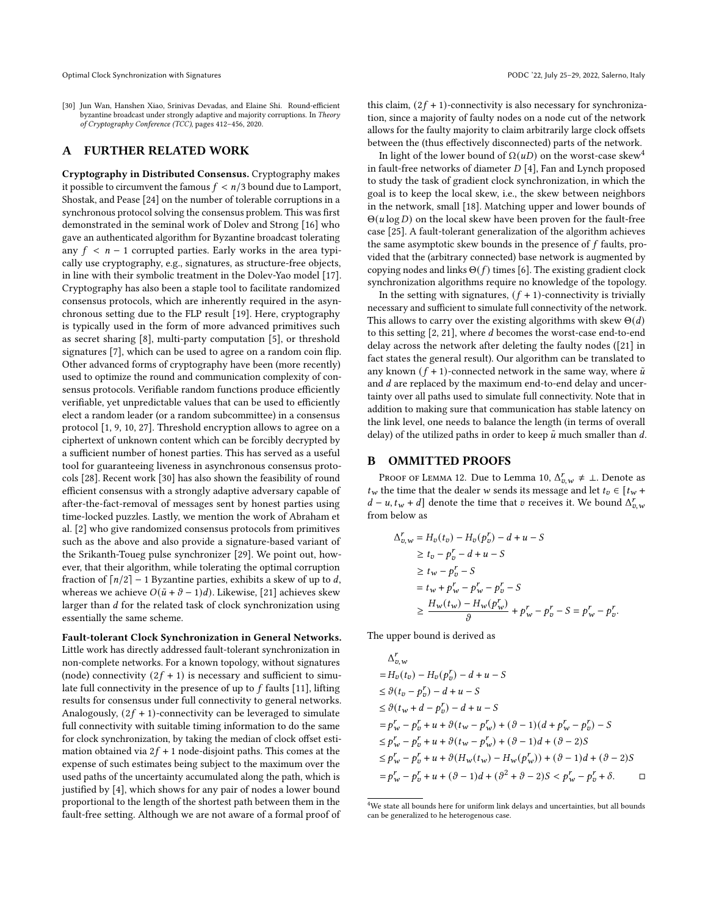[30] Jun Wan, Hanshen Xiao, Srinivas Devadas, and Elaine Shi. Round-efficient byzantine broadcast under strongly adaptive and majority corruptions. In *Theory of Cryptography Conference (TCC)*, pages 412–456, 2020.

# A FURTHER RELATED WORK

**Cryptography in Distributed Consensus.** Cryptography makes it possible to circumvent the famous $f < n/3$ bound due to Lamport, Shostak, and Pease [24] on the number of tolerable corruptions in a synchronous protocol solving the consensus problem. This was first demonstrated in the seminal work of Dolev and Strong [16] who gave an authenticated algorithm for Byzantine broadcast tolerating any $f < n-1$ corrupted parties. Early works in the area typically use cryptography, e.g., signatures, as structure-free objects, in line with their symbolic treatment in the Dolev-Yao model [17]. Cryptography has also been a staple tool to facilitate randomized consensus protocols, which are inherently required in the asynchronous setting due to the FLP result [19]. Here, cryptography is typically used in the form of more advanced primitives such as secret sharing [8], multi-party computation [5], or threshold signatures [7], which can be used to agree on a random coin flip. Other advanced forms of cryptography have been (more recently) used to optimize the round and communication complexity of consensus protocols. Verifiable random functions produce efficiently verifiable, yet unpredictable values that can be used to efficiently elect a random leader (or a random subcommittee) in a consensus protocol [1, 9, 10, 27]. Threshold encryption allows to agree on a ciphertext of unknown content which can be forcibly decrypted by a sufficient number of honest parties. This has served as a useful tool for guaranteeing liveness in asynchronous consensus protocols [28]. Recent work [30] has also shown the feasibility of round efficient consensus with a strongly adaptive adversary capable of after-the-fact-removal of messages sent by honest parties using time-locked puzzles. Lastly, we mention the work of Abraham et al. [2] who give randomized consensus protocols from primitives such as the above and also provide a signature-based variant of the Srikanth-Toueg pulse synchronizer [29]. We point out, however, that their algorithm, while tolerating the optimal corruption fraction of $\lceil n/2 \rceil - 1$ Byzantine parties, exhibits a skew of up to $d$, whereas we achieve $O(\tilde{u} + \vartheta - 1)d)$. Likewise, [21] achieves skew larger than $d$ for the related task of clock synchronization using essentially the same scheme.

**Fault-tolerant Clock Synchronization in General Networks.** Little work has directly addressed fault-tolerant synchronization in non-complete networks. For a known topology, without signatures (node) connectivity $(2f+1)$ is necessary and sufficient to simulate full connectivity in the presence of up to $f$ faults [11], lifting results for consensus under full connectivity to general networks. Analogously, $(2f+1)$-connectivity can be leveraged to simulate full connectivity with suitable timing information to do the same for clock synchronization, by taking the median of clock offset estimation obtained via $2f+1$ node-disjoint paths. This comes at the expense of such estimates being subject to the maximum over the used paths of the uncertainty accumulated along the path, which is justified by [4], which shows for any pair of nodes a lower bound proportional to the length of the shortest path between them in the fault-free setting. Although we are not aware of a formal proof of this claim, $(2f+1)$-connectivity is also necessary for synchronization, since a majority of faulty nodes on a node cut of the network allows for the faulty majority to claim arbitrarily large clock offsets between the (thus effectively disconnected) parts of the network.

In light of the lower bound of $\Omega(uD)$ on the worst-case skew[4] in fault-free networks of diameter $D$ [4], Fan and Lynch proposed to study the task of gradient clock synchronization, in which the goal is to keep the local skew, i.e., the skew between neighbors in the network, small [18]. Matching upper and lower bounds of $\Theta(u \log D)$ on the local skew have been proven for the fault-free case [25]. A fault-tolerant generalization of the algorithm achieves the same asymptotic skew bounds in the presence of $f$ faults, provided that the (arbitrary connected) base network is augmented by copying nodes and links $\Theta(f)$ times [6]. The existing gradient clock synchronization algorithms require no knowledge of the topology.

In the setting with signatures, $(f+1)$-connectivity is trivially necessary and sufficient to simulate full connectivity of the network. This allows to carry over the existing algorithms with skew $\Theta(d)$ to this setting [2, 21], where $d$ becomes the worst-case end-to-end delay across the network after deleting the faulty nodes ([21] in fact states the general result). Our algorithm can be translated to any known $(f+1)$-connected network in the same way, where $\tilde{u}$ and $d$ are replaced by the maximum end-to-end delay and uncertainty over all paths used to simulate full connectivity. Note that in addition to making sure that communication has stable latency on the link level, one needs to balance the length (in terms of overall delay) of the utilized paths in order to keep $\tilde{u}$ much smaller than $d$.

# B OMMITTED PROOFS

Proof of Lemma 12. Due to Lemma 10, $\Delta^r_{v,w} \neq \perp$. Denote as $t_w$ the time that the dealer $w$ sends its message and let $t_v \in [t_w + d - u, t_w + d]$ denote the time that $v$ receives it. We bound $\Delta^r_{v,w}$ from below as

$$
\begin{aligned}
\Delta^r_{v,w} &= H_v(t_v) - H_v(p^r_v) - d + u - S \\
&\geq t_v - p^r_v - d + u - S \\
&\geq t_w - p^r_v - S \\
&= t_w + p^r_w - p^r_w - p^r_v - S \\
&\geq \frac{H_w(t_w) - H_w(p^r_w)}{\vartheta} + p^r_w - p^r_v - S = p^r_w - p^r_v.
\end{aligned}
$$

The upper bound is derived as

$$
\begin{aligned}
&\Delta^r_{v,w} \\
&= H_v(t_v) - H_v(p^r_v) - d + u - S \\
&\leq \vartheta(t_v - p^r_v) - d + u - S \\
&\leq \vartheta(t_w + d - p^r_v) - d + u - S \\
&= p^r_w - p^r_v + u + \vartheta(t_w - p^r_w) + (\vartheta - 1)(d + p^r_w - p^r_v) - S \\
&\leq p^r_w - p^r_v + u + \vartheta(t_w - p^r_w) + (\vartheta - 1)d + (\vartheta - 2)S \\
&\leq p^r_w - p^r_v + u + \vartheta(H_w(t_w) - H_w(p^r_w)) + (\vartheta - 1)d + (\vartheta - 2)S \\
&= p^r_w - p^r_v + u + (\vartheta - 1)d + (\vartheta^2 + \vartheta - 2)S < p^r_w - p^r_v + \delta. \qquad \square
\end{aligned}
$$

[4]We state all bounds here for uniform link delays and uncertainties, but all bounds can be generalized to he heterogenous case.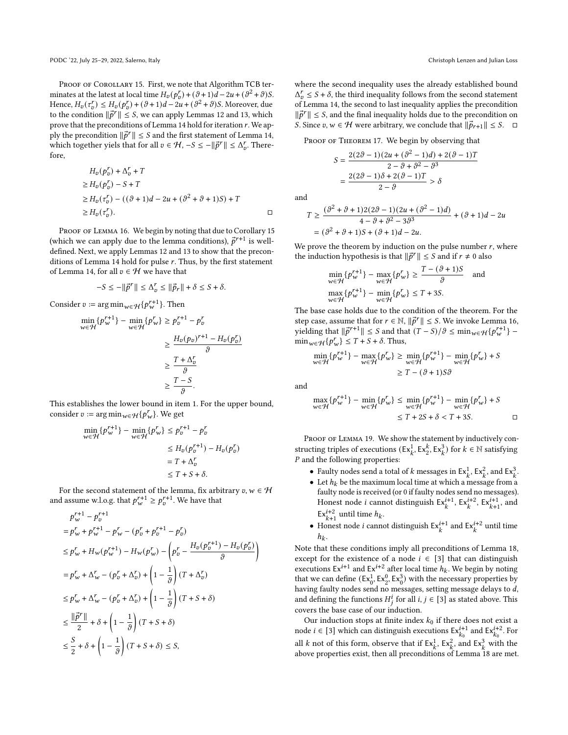Proof of Corollary 15. First, we note that Algorithm TCB terminates at the latest at local time $H_v(p_v^r)+(\vartheta+1)d-2u+(\vartheta^2+\vartheta)S$. Hence, $H_v(\tau_v^r)\le H_v(p_v^r)+(\vartheta+1)d-2u+(\vartheta^2+\vartheta)S$. Moreover, due to the condition $\|\vec{p}^r\|\le S$, we can apply Lemmas 12 and 13, which prove that the preconditions of Lemma 14 hold for iteration $r$. We apply the precondition $\|\vec{p}^r\|\le S$ and the first statement of Lemma 14, which together yiels that for all $v\in\mathcal{H}$, $-S\le -\|\vec{p}^r\|\le \Delta_v^r$. Therefore,

$$
\begin{aligned}
&H_v(p_v^r)+\Delta_v^r+T\\
\ge\ &H_v(p_v^r)-S+T\\
\ge\ &H_v(\tau_v^r)-((\vartheta+1)d-2u+(\vartheta^2+\vartheta+1)S)+T\\
\ge\ &H_v(\tau_v^r).
\end{aligned}
$$

□

Proof of Lemma 16. We begin by noting that due to Corollary 15 (which we can apply due to the lemma conditions), $\vec{p}^{r+1}$ is well-defined. Next, we apply Lemmas 12 and 13 to show that the preconditions of Lemma 14 hold for pulse $r$. Thus, by the first statement of Lemma 14, for all $v\in\mathcal{H}$ we have that

$$-S\le -\|\vec{p}^r\|\le \Delta_v^r\le \|\vec{p}_r\|+\delta\le S+\delta.$$

Consider $v:=\arg\min_{w\in\mathcal{H}}\{p_w^{r+1}\}$. Then

$$
\begin{aligned}
\min_{w\in\mathcal{H}}\{p_w^{r+1}\}-\min_{w\in\mathcal{H}}\{p_w^r\}&\ge p_v^{r+1}-p_v^r\\
&\ge \frac{H_v(p_v)^{r+1}-H_v(p_v^r)}{\vartheta}\\
&\ge \frac{T+\Delta_v^r}{\vartheta}\\
&\ge \frac{T-S}{\vartheta}.
\end{aligned}
$$

This establishes the lower bound in item 1. For the upper bound, consider $v:=\arg\min_{w\in\mathcal{H}}\{p_w^r\}$. We get

$$
\begin{aligned}
\min_{w\in\mathcal{H}}\{p_w^{r+1}\}-\min_{w\in\mathcal{H}}\{p_w^r\}&\le p_v^{r+1}-p_v^r\\
&\le H_v(p_v^{r+1})-H_v(p_v^r)\\
&=T+\Delta_v^r\\
&\le T+S+\delta.
\end{aligned}
$$

For the second statement of the lemma, fix arbitrary $v,w\in\mathcal{H}$ and assume w.l.o.g. that $p_w^{r+1}\ge p_v^{r+1}$. We have that

$$
\begin{aligned}
&p_w^{r+1}-p_v^{r+1}\\
=\ &p_w^r+p_w^{r+1}-p_w^r-(p_v^r+p_v^{r+1}-p_v^r)\\
\le\ &p_w^r+H_w(p_w^{r+1})-H_w(p_w^r)-\left(p_v^r-\frac{H_v(p_v^{r+1})-H_v(p_v^r)}{\vartheta}\right)\\
=\ &p_w^r+\Delta_w^r-(p_v^r+\Delta_v^r)+\left(1-\frac{1}{\vartheta}\right)(T+\Delta_v^r)\\
\le\ &p_w^r+\Delta_w^r-(p_v^r+\Delta_v^r)+\left(1-\frac{1}{\vartheta}\right)(T+S+\delta)\\
\le\ &\frac{\|\vec{p}^r\|}{2}+\delta+\left(1-\frac{1}{\vartheta}\right)(T+S+\delta)\\
\le\ &\frac{S}{2}+\delta+\left(1-\frac{1}{\vartheta}\right)(T+S+\delta)\le S,
\end{aligned}
$$

where the second inequality uses the already established bound $\Delta_v^r\le S+\delta$, the third inequality follows from the second statement of Lemma 14, the second to last inequality applies the precondition $\|\vec{p}^r\|\le S$, and the final inequality holds due to the precondition on $S$. Since $v,w\in\mathcal{H}$ were arbitrary, we conclude that $\|\vec{p}_{r+1}\|\le S$. □

Proof of Theorem 17. We begin by observing that

$$
\begin{aligned}
S&=\frac{2(2\vartheta-1)(2u+(\vartheta^2-1)d)+2(\vartheta-1)T}{2-\vartheta+\vartheta^2-\vartheta^3}\\
&=\frac{2(2\vartheta-1)\delta+2(\vartheta-1)T}{2-\vartheta}>\delta
\end{aligned}
$$

and

$$
\begin{aligned}
T&\ge\frac{(\vartheta^2+\vartheta+1)2(2\vartheta-1)(2u+(\vartheta^2-1)d)}{4-\vartheta+\vartheta^2-3\vartheta^3}+(\vartheta+1)d-2u\\
&=(\vartheta^2+\vartheta+1)S+(\vartheta+1)d-2u.
\end{aligned}
$$

We prove the theorem by induction on the pulse number $r$, where the induction hypothesis is that $\|\vec{p}^r\|\le S$ and if $r\ne 0$ also

$$
\min_{w\in\mathcal{H}}\{p_w^{r+1}\}-\max_{w\in\mathcal{H}}\{p_w^r\}\ge\frac{T-(\vartheta+1)S}{\vartheta}\quad\text{and}
$$
$$
\max_{w\in\mathcal{H}}\{p_w^{r+1}\}-\min_{w\in\mathcal{H}}\{p_w^r\}\le T+3S.
$$

The base case holds due to the condition of the theorem. For the step case, assume that for $r\in\mathbb{N}$, $\|\vec{p}^r\|\le S$. We invoke Lemma 16, yielding that $\|\vec{p}^{r+1}\|\le S$ and that $(T-S)/\vartheta\le\min_{w\in\mathcal{H}}\{p_w^{r+1}\}-\min_{w\in\mathcal{H}}\{p_w^r\}\le T+S+\delta$. Thus,

$$
\begin{aligned}
\min_{w\in\mathcal{H}}\{p_w^{r+1}\}-\max_{w\in\mathcal{H}}\{p_w^r\}&\ge\min_{w\in\mathcal{H}}\{p_w^{r+1}\}-\min_{w\in\mathcal{H}}\{p_w^r\}+S\\
&\ge T-(\vartheta+1)S\vartheta
\end{aligned}
$$

and

$$
\begin{aligned}
\max_{w\in\mathcal{H}}\{p_w^{r+1}\}-\min_{w\in\mathcal{H}}\{p_w^r\}&\le\min_{w\in\mathcal{H}}\{p_w^{r+1}\}-\min_{w\in\mathcal{H}}\{p_w^r\}+S\\
&\le T+2S+\delta<T+3S.
\end{aligned}
$$

□

Proof of Lemma 19. We show the statement by inductively constructing triples of executions $(\mathsf{Ex}_k^1,\mathsf{Ex}_2^k,\mathsf{Ex}_k^3)$ for $k\in\mathbb{N}$ satisfying $P$ and the following properties:

- Faulty nodes send a total of $k$ messages in $\mathsf{Ex}_k^1$, $\mathsf{Ex}_k^2$, and $\mathsf{Ex}_k^3$.
- Let $h_k$ be the maximum local time at which a message from a faulty node is received (or 0 if faulty nodes send no messages). Honest node $i$ cannot distinguish $\mathsf{Ex}_k^{i+1}$, $\mathsf{Ex}_k^{i+2}$, $\mathsf{Ex}_{k+1}^{i+1}$, and $\mathsf{Ex}_{k+1}^{i+2}$ until time $h_k$.
- Honest node $i$ cannot distinguish $\mathsf{Ex}_k^{i+1}$ and $\mathsf{Ex}_k^{i+2}$ until time $h_k$.

Note that these conditions imply all preconditions of Lemma 18, except for the existence of a node $i\in[3]$ that can distinguish executions $\mathsf{Ex}^{i+1}$ and $\mathsf{Ex}^{i+2}$ after local time $h_k$. We begin by noting that we can define $(\mathsf{Ex}_0^1,\mathsf{Ex}_2^0,\mathsf{Ex}_0^3)$ with the necessary properties by having faulty nodes send no messages, setting message delays to $d$, and defining the functions $H_j^i$ for all $i,j\in[3]$ as stated above. This covers the base case of our induction.

Our induction stops at finite index $k_0$ if there does not exist a node $i\in[3]$ which can distinguish executions $\mathsf{Ex}_{k_0}^{i+1}$ and $\mathsf{Ex}_{k_0}^{i+2}$. For all $k$ not of this form, observe that if $\mathsf{Ex}_k^1$, $\mathsf{Ex}_k^2$, and $\mathsf{Ex}_k^3$ with the above properties exist, then all preconditions of Lemma 18 are met.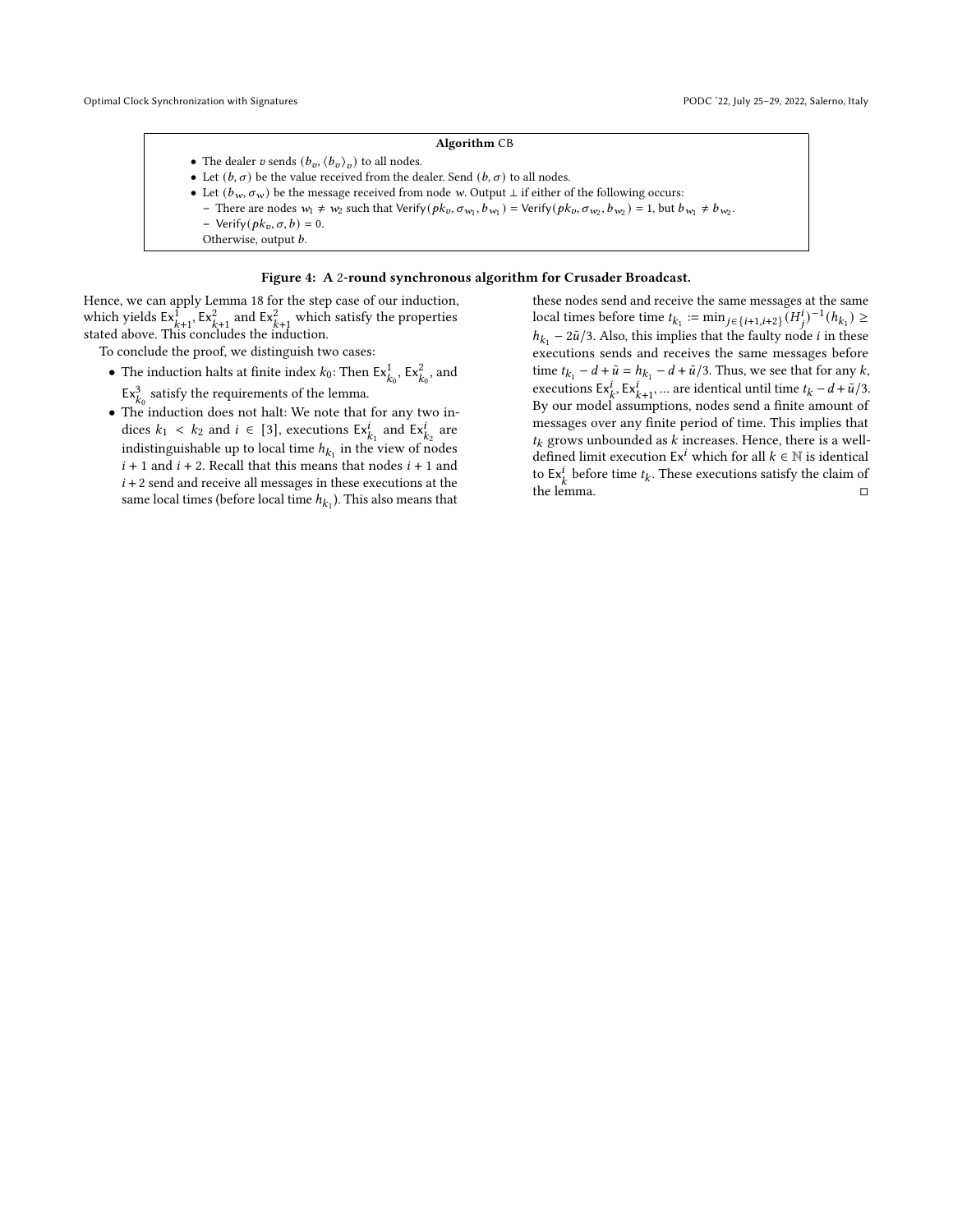**Algorithm CB**

- The dealer $v$ sends $(b_v, \langle b_v \rangle_v)$ to all nodes.
- Let $(b, \sigma)$ be the value received from the dealer. Send $(b, \sigma)$ to all nodes.
- Let $(b_w, \sigma_w)$ be the message received from node $w$. Output $\perp$ if either of the following occurs:
  - There are nodes $w_1 \neq w_2$ such that $\mathsf{Verify}(pk_v, \sigma_{w_1}, b_{w_1}) = \mathsf{Verify}(pk_v, \sigma_{w_2}, b_{w_2}) = 1$, but $b_{w_1} \neq b_{w_2}$.
  - $\mathsf{Verify}(pk_v, \sigma, b) = 0$.

  Otherwise, output $b$.

**Figure 4: A 2-round synchronous algorithm for Crusader Broadcast.**

Hence, we can apply Lemma 18 for the step case of our induction, which yields $\mathsf{Ex}^1_{k+1}$, $\mathsf{Ex}^2_{k+1}$ and $\mathsf{Ex}^2_{k+1}$ which satisfy the properties stated above. This concludes the induction.

To conclude the proof, we distinguish two cases:

- The induction halts at finite index $k_0$: Then $\mathsf{Ex}^1_{k_0}$, $\mathsf{Ex}^2_{k_0}$, and $\mathsf{Ex}^3_{k_0}$ satisfy the requirements of the lemma.
- The induction does not halt: We note that for any two indices $k_1 < k_2$ and $i \in [3]$, executions $\mathsf{Ex}^i_{k_1}$ and $\mathsf{Ex}^i_{k_2}$ are indistinguishable up to local time $h_{k_1}$ in the view of nodes $i+1$ and $i+2$. Recall that this means that nodes $i+1$ and $i+2$ send and receive all messages in these executions at the same local times (before local time $h_{k_1}$). This also means that these nodes send and receive the same messages at the same local times before time $t_{k_1} := \min_{j \in \{i+1, i+2\}} (H^i_j)^{-1}(h_{k_1}) \geq h_{k_1} - 2\tilde{u}/3$. Also, this implies that the faulty node $i$ in these executions sends and receives the same messages before time $t_{k_1} - d + \tilde{u} = h_{k_1} - d + \tilde{u}/3$. Thus, we see that for any $k$, executions $\mathsf{Ex}^i_k, \mathsf{Ex}^i_{k+1}, \ldots$ are identical until time $t_k - d + \tilde{u}/3$. By our model assumptions, nodes send a finite amount of messages over any finite period of time. This implies that $t_k$ grows unbounded as $k$ increases. Hence, there is a well-defined limit execution $\mathsf{Ex}^i$ which for all $k \in \mathbb{N}$ is identical to $\mathsf{Ex}^i_k$ before time $t_k$. These executions satisfy the claim of the lemma. $\square$